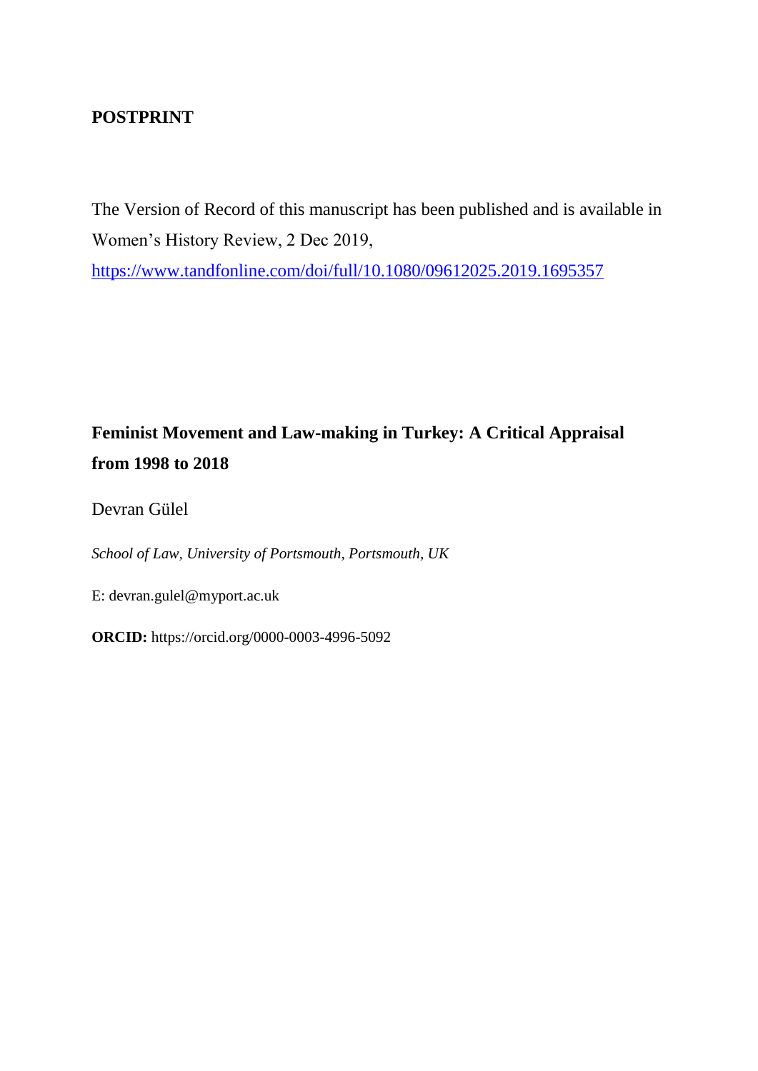**POSTPRINT**

The Version of Record of this manuscript has been published and is available in Women's History Review, 2 Dec 2019, https://www.tandfonline.com/doi/full/10.1080/09612025.2019.1695357

# Feminist Movement and Law-making in Turkey: A Critical Appraisal from 1998 to 2018

Devran Gülel

*School of Law, University of Portsmouth, Portsmouth, UK*

E: devran.gulel@myport.ac.uk

**ORCID:** https://orcid.org/0000-0003-4996-5092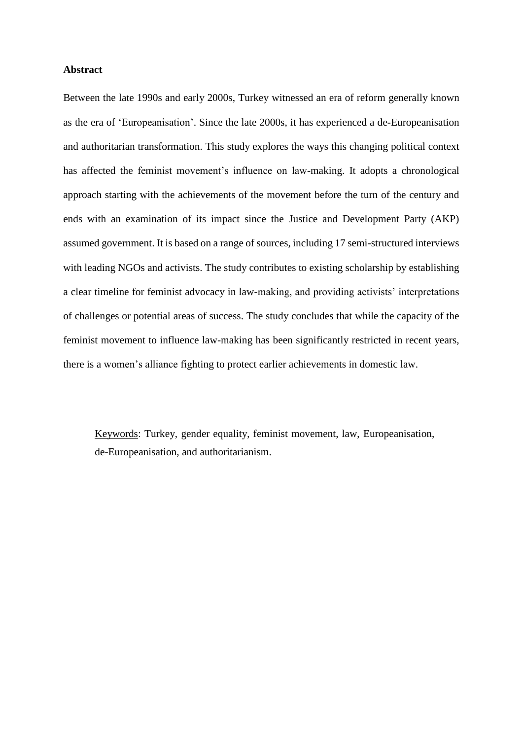**Abstract**

Between the late 1990s and early 2000s, Turkey witnessed an era of reform generally known as the era of 'Europeanisation'. Since the late 2000s, it has experienced a de-Europeanisation and authoritarian transformation. This study explores the ways this changing political context has affected the feminist movement's influence on law-making. It adopts a chronological approach starting with the achievements of the movement before the turn of the century and ends with an examination of its impact since the Justice and Development Party (AKP) assumed government. It is based on a range of sources, including 17 semi-structured interviews with leading NGOs and activists. The study contributes to existing scholarship by establishing a clear timeline for feminist advocacy in law-making, and providing activists' interpretations of challenges or potential areas of success. The study concludes that while the capacity of the feminist movement to influence law-making has been significantly restricted in recent years, there is a women's alliance fighting to protect earlier achievements in domestic law.

Keywords: Turkey, gender equality, feminist movement, law, Europeanisation, de-Europeanisation, and authoritarianism.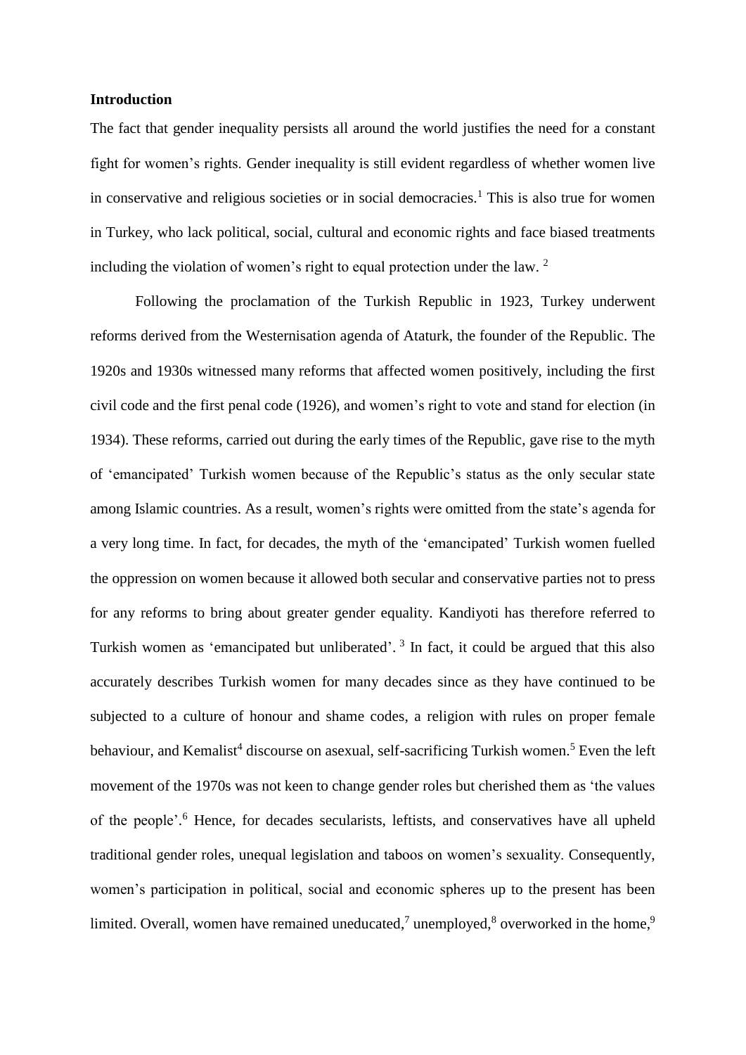**Introduction**

The fact that gender inequality persists all around the world justifies the need for a constant fight for women's rights. Gender inequality is still evident regardless of whether women live in conservative and religious societies or in social democracies.[1] This is also true for women in Turkey, who lack political, social, cultural and economic rights and face biased treatments including the violation of women's right to equal protection under the law. [2]

Following the proclamation of the Turkish Republic in 1923, Turkey underwent reforms derived from the Westernisation agenda of Ataturk, the founder of the Republic. The 1920s and 1930s witnessed many reforms that affected women positively, including the first civil code and the first penal code (1926), and women's right to vote and stand for election (in 1934). These reforms, carried out during the early times of the Republic, gave rise to the myth of 'emancipated' Turkish women because of the Republic's status as the only secular state among Islamic countries. As a result, women's rights were omitted from the state's agenda for a very long time. In fact, for decades, the myth of the 'emancipated' Turkish women fuelled the oppression on women because it allowed both secular and conservative parties not to press for any reforms to bring about greater gender equality. Kandiyoti has therefore referred to Turkish women as 'emancipated but unliberated'. [3] In fact, it could be argued that this also accurately describes Turkish women for many decades since as they have continued to be subjected to a culture of honour and shame codes, a religion with rules on proper female behaviour, and Kemalist[4] discourse on asexual, self-sacrificing Turkish women.[5] Even the left movement of the 1970s was not keen to change gender roles but cherished them as 'the values of the people'.[6] Hence, for decades secularists, leftists, and conservatives have all upheld traditional gender roles, unequal legislation and taboos on women's sexuality. Consequently, women's participation in political, social and economic spheres up to the present has been limited. Overall, women have remained uneducated,[7] unemployed,[8] overworked in the home,[9]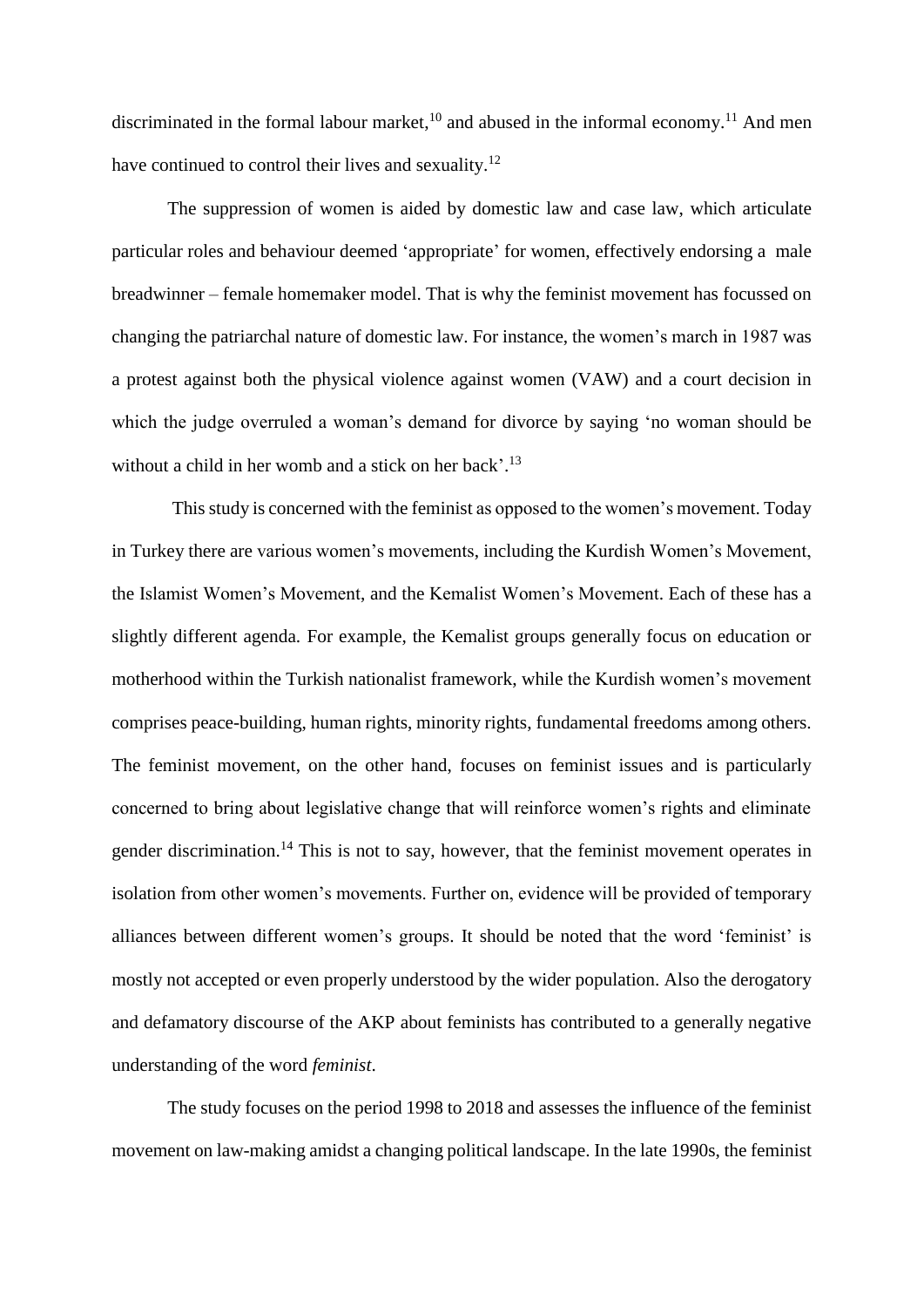discriminated in the formal labour market,[10] and abused in the informal economy.[11] And men have continued to control their lives and sexuality.[12]

The suppression of women is aided by domestic law and case law, which articulate particular roles and behaviour deemed 'appropriate' for women, effectively endorsing a male breadwinner – female homemaker model. That is why the feminist movement has focussed on changing the patriarchal nature of domestic law. For instance, the women's march in 1987 was a protest against both the physical violence against women (VAW) and a court decision in which the judge overruled a woman's demand for divorce by saying 'no woman should be without a child in her womb and a stick on her back'.[13]

This study is concerned with the feminist as opposed to the women's movement. Today in Turkey there are various women's movements, including the Kurdish Women's Movement, the Islamist Women's Movement, and the Kemalist Women's Movement. Each of these has a slightly different agenda. For example, the Kemalist groups generally focus on education or motherhood within the Turkish nationalist framework, while the Kurdish women's movement comprises peace-building, human rights, minority rights, fundamental freedoms among others. The feminist movement, on the other hand, focuses on feminist issues and is particularly concerned to bring about legislative change that will reinforce women's rights and eliminate gender discrimination.[14] This is not to say, however, that the feminist movement operates in isolation from other women's movements. Further on, evidence will be provided of temporary alliances between different women's groups. It should be noted that the word 'feminist' is mostly not accepted or even properly understood by the wider population. Also the derogatory and defamatory discourse of the AKP about feminists has contributed to a generally negative understanding of the word *feminist*.

The study focuses on the period 1998 to 2018 and assesses the influence of the feminist movement on law-making amidst a changing political landscape. In the late 1990s, the feminist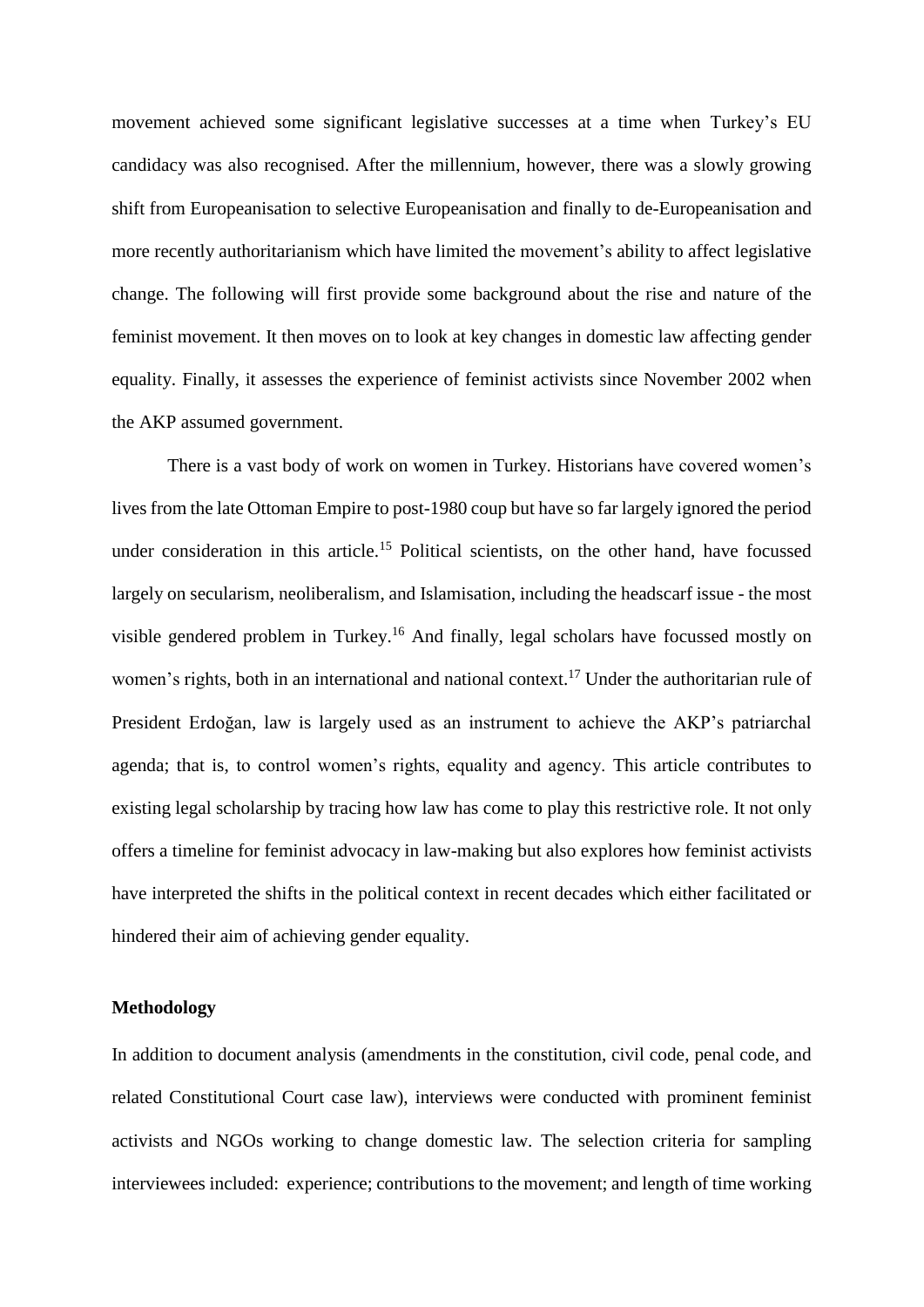movement achieved some significant legislative successes at a time when Turkey's EU candidacy was also recognised. After the millennium, however, there was a slowly growing shift from Europeanisation to selective Europeanisation and finally to de-Europeanisation and more recently authoritarianism which have limited the movement's ability to affect legislative change. The following will first provide some background about the rise and nature of the feminist movement. It then moves on to look at key changes in domestic law affecting gender equality. Finally, it assesses the experience of feminist activists since November 2002 when the AKP assumed government.

There is a vast body of work on women in Turkey. Historians have covered women's lives from the late Ottoman Empire to post-1980 coup but have so far largely ignored the period under consideration in this article.[15] Political scientists, on the other hand, have focussed largely on secularism, neoliberalism, and Islamisation, including the headscarf issue - the most visible gendered problem in Turkey.[16] And finally, legal scholars have focussed mostly on women's rights, both in an international and national context.[17] Under the authoritarian rule of President Erdoğan, law is largely used as an instrument to achieve the AKP's patriarchal agenda; that is, to control women's rights, equality and agency. This article contributes to existing legal scholarship by tracing how law has come to play this restrictive role. It not only offers a timeline for feminist advocacy in law-making but also explores how feminist activists have interpreted the shifts in the political context in recent decades which either facilitated or hindered their aim of achieving gender equality.

**Methodology**

In addition to document analysis (amendments in the constitution, civil code, penal code, and related Constitutional Court case law), interviews were conducted with prominent feminist activists and NGOs working to change domestic law. The selection criteria for sampling interviewees included: experience; contributions to the movement; and length of time working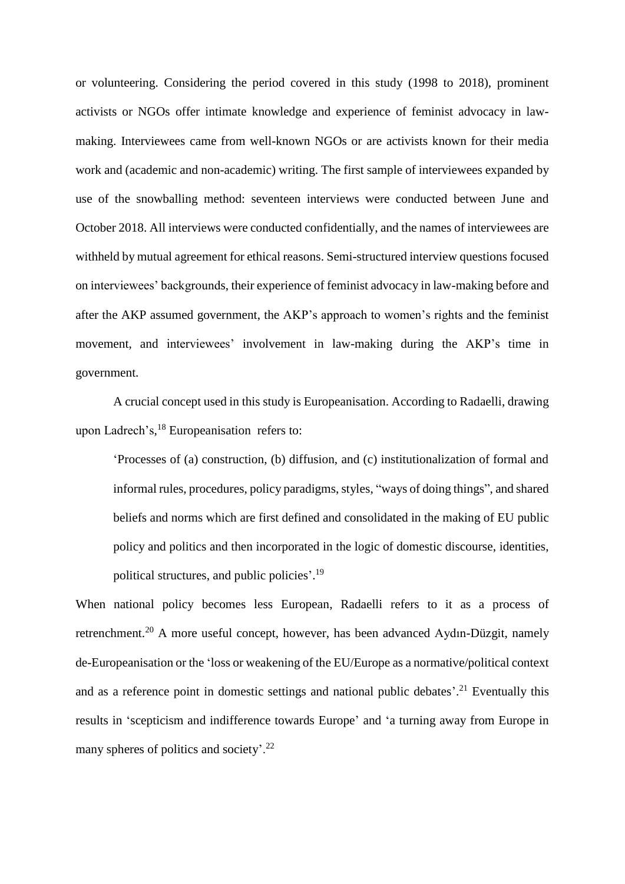or volunteering. Considering the period covered in this study (1998 to 2018), prominent activists or NGOs offer intimate knowledge and experience of feminist advocacy in law-making. Interviewees came from well-known NGOs or are activists known for their media work and (academic and non-academic) writing. The first sample of interviewees expanded by use of the snowballing method: seventeen interviews were conducted between June and October 2018. All interviews were conducted confidentially, and the names of interviewees are withheld by mutual agreement for ethical reasons. Semi-structured interview questions focused on interviewees' backgrounds, their experience of feminist advocacy in law-making before and after the AKP assumed government, the AKP's approach to women's rights and the feminist movement, and interviewees' involvement in law-making during the AKP's time in government.

A crucial concept used in this study is Europeanisation. According to Radaelli, drawing upon Ladrech's,[18] Europeanisation refers to:

> 'Processes of (a) construction, (b) diffusion, and (c) institutionalization of formal and informal rules, procedures, policy paradigms, styles, "ways of doing things", and shared beliefs and norms which are first defined and consolidated in the making of EU public policy and politics and then incorporated in the logic of domestic discourse, identities, political structures, and public policies'.[19]

When national policy becomes less European, Radaelli refers to it as a process of retrenchment.[20] A more useful concept, however, has been advanced Aydın-Düzgit, namely de-Europeanisation or the 'loss or weakening of the EU/Europe as a normative/political context and as a reference point in domestic settings and national public debates'.[21] Eventually this results in 'scepticism and indifference towards Europe' and 'a turning away from Europe in many spheres of politics and society'.[22]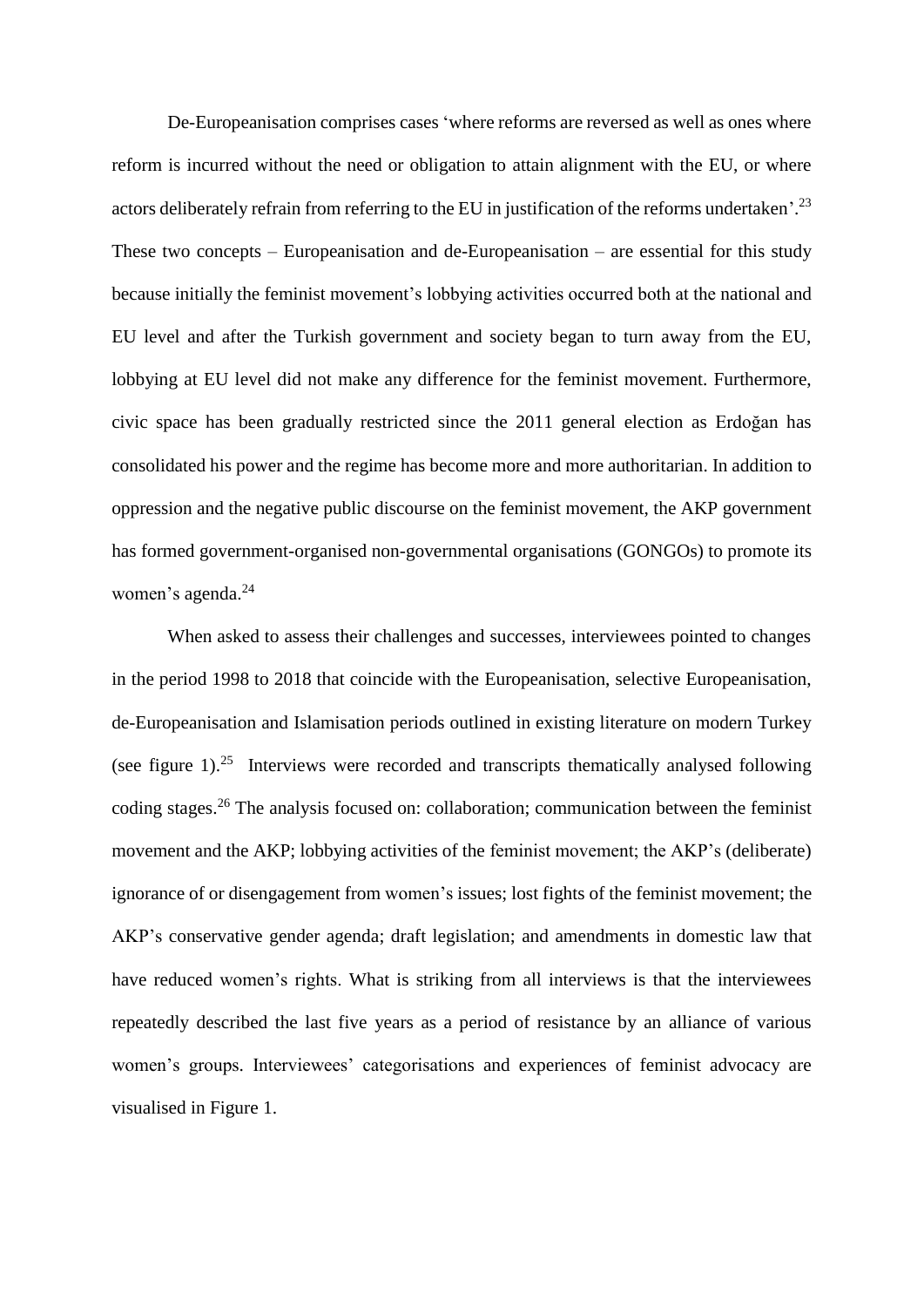De-Europeanisation comprises cases 'where reforms are reversed as well as ones where reform is incurred without the need or obligation to attain alignment with the EU, or where actors deliberately refrain from referring to the EU in justification of the reforms undertaken'.[23] These two concepts – Europeanisation and de-Europeanisation – are essential for this study because initially the feminist movement's lobbying activities occurred both at the national and EU level and after the Turkish government and society began to turn away from the EU, lobbying at EU level did not make any difference for the feminist movement. Furthermore, civic space has been gradually restricted since the 2011 general election as Erdoğan has consolidated his power and the regime has become more and more authoritarian. In addition to oppression and the negative public discourse on the feminist movement, the AKP government has formed government-organised non-governmental organisations (GONGOs) to promote its women's agenda.[24]

When asked to assess their challenges and successes, interviewees pointed to changes in the period 1998 to 2018 that coincide with the Europeanisation, selective Europeanisation, de-Europeanisation and Islamisation periods outlined in existing literature on modern Turkey (see figure 1).[25] Interviews were recorded and transcripts thematically analysed following coding stages.[26] The analysis focused on: collaboration; communication between the feminist movement and the AKP; lobbying activities of the feminist movement; the AKP's (deliberate) ignorance of or disengagement from women's issues; lost fights of the feminist movement; the AKP's conservative gender agenda; draft legislation; and amendments in domestic law that have reduced women's rights. What is striking from all interviews is that the interviewees repeatedly described the last five years as a period of resistance by an alliance of various women's groups. Interviewees' categorisations and experiences of feminist advocacy are visualised in Figure 1.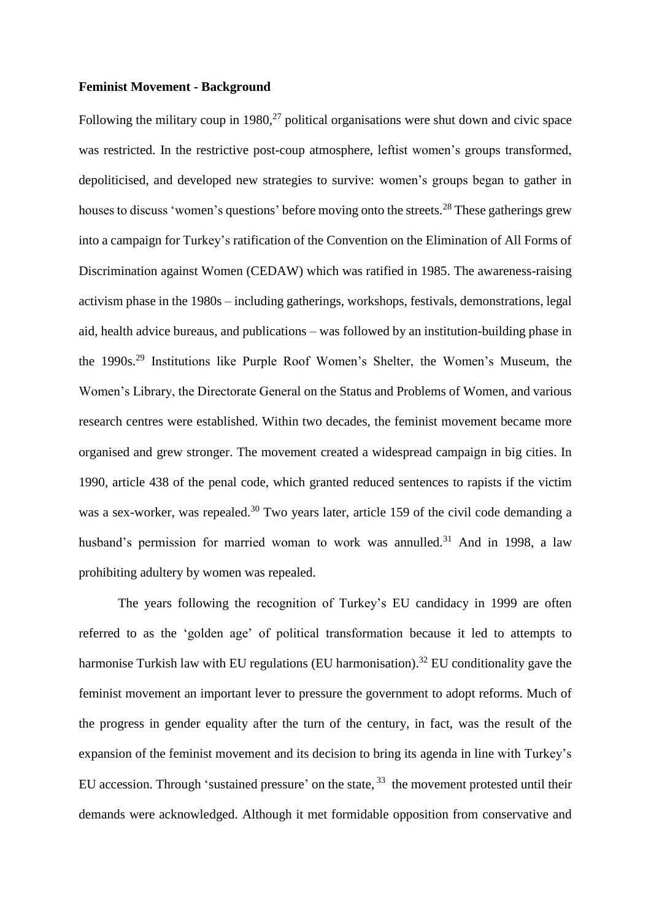**Feminist Movement - Background**

Following the military coup in 1980,[27] political organisations were shut down and civic space was restricted. In the restrictive post-coup atmosphere, leftist women's groups transformed, depoliticised, and developed new strategies to survive: women's groups began to gather in houses to discuss 'women's questions' before moving onto the streets.[28] These gatherings grew into a campaign for Turkey's ratification of the Convention on the Elimination of All Forms of Discrimination against Women (CEDAW) which was ratified in 1985. The awareness-raising activism phase in the 1980s – including gatherings, workshops, festivals, demonstrations, legal aid, health advice bureaus, and publications – was followed by an institution-building phase in the 1990s.[29] Institutions like Purple Roof Women's Shelter, the Women's Museum, the Women's Library, the Directorate General on the Status and Problems of Women, and various research centres were established. Within two decades, the feminist movement became more organised and grew stronger. The movement created a widespread campaign in big cities. In 1990, article 438 of the penal code, which granted reduced sentences to rapists if the victim was a sex-worker, was repealed.[30] Two years later, article 159 of the civil code demanding a husband's permission for married woman to work was annulled.[31] And in 1998, a law prohibiting adultery by women was repealed.

The years following the recognition of Turkey's EU candidacy in 1999 are often referred to as the 'golden age' of political transformation because it led to attempts to harmonise Turkish law with EU regulations (EU harmonisation).[32] EU conditionality gave the feminist movement an important lever to pressure the government to adopt reforms. Much of the progress in gender equality after the turn of the century, in fact, was the result of the expansion of the feminist movement and its decision to bring its agenda in line with Turkey's EU accession. Through 'sustained pressure' on the state,[33] the movement protested until their demands were acknowledged. Although it met formidable opposition from conservative and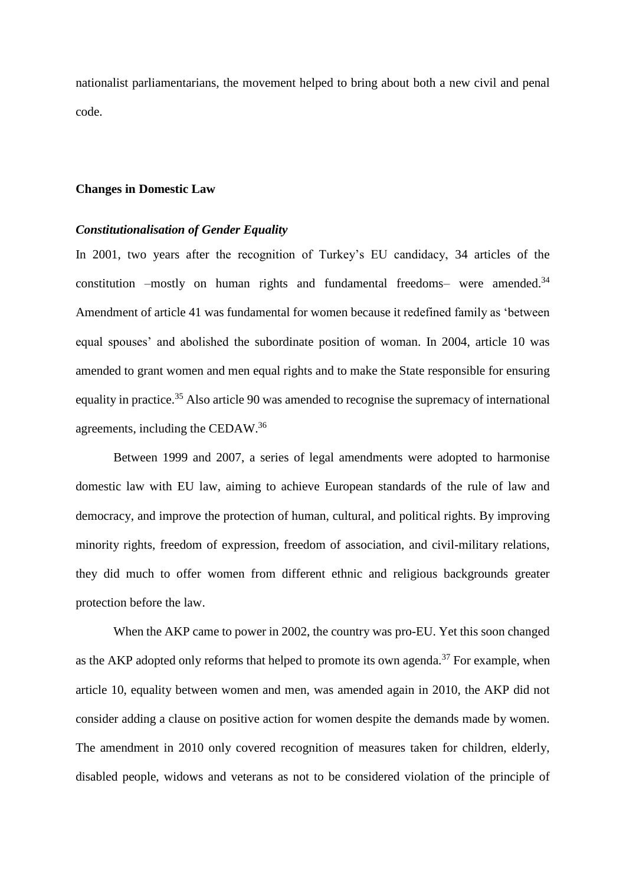nationalist parliamentarians, the movement helped to bring about both a new civil and penal code.

## Changes in Domestic Law

### *Constitutionalisation of Gender Equality*

In 2001, two years after the recognition of Turkey's EU candidacy, 34 articles of the constitution –mostly on human rights and fundamental freedoms– were amended.[34] Amendment of article 41 was fundamental for women because it redefined family as 'between equal spouses' and abolished the subordinate position of woman. In 2004, article 10 was amended to grant women and men equal rights and to make the State responsible for ensuring equality in practice.[35] Also article 90 was amended to recognise the supremacy of international agreements, including the CEDAW.[36]

Between 1999 and 2007, a series of legal amendments were adopted to harmonise domestic law with EU law, aiming to achieve European standards of the rule of law and democracy, and improve the protection of human, cultural, and political rights. By improving minority rights, freedom of expression, freedom of association, and civil-military relations, they did much to offer women from different ethnic and religious backgrounds greater protection before the law.

When the AKP came to power in 2002, the country was pro-EU. Yet this soon changed as the AKP adopted only reforms that helped to promote its own agenda.[37] For example, when article 10, equality between women and men, was amended again in 2010, the AKP did not consider adding a clause on positive action for women despite the demands made by women. The amendment in 2010 only covered recognition of measures taken for children, elderly, disabled people, widows and veterans as not to be considered violation of the principle of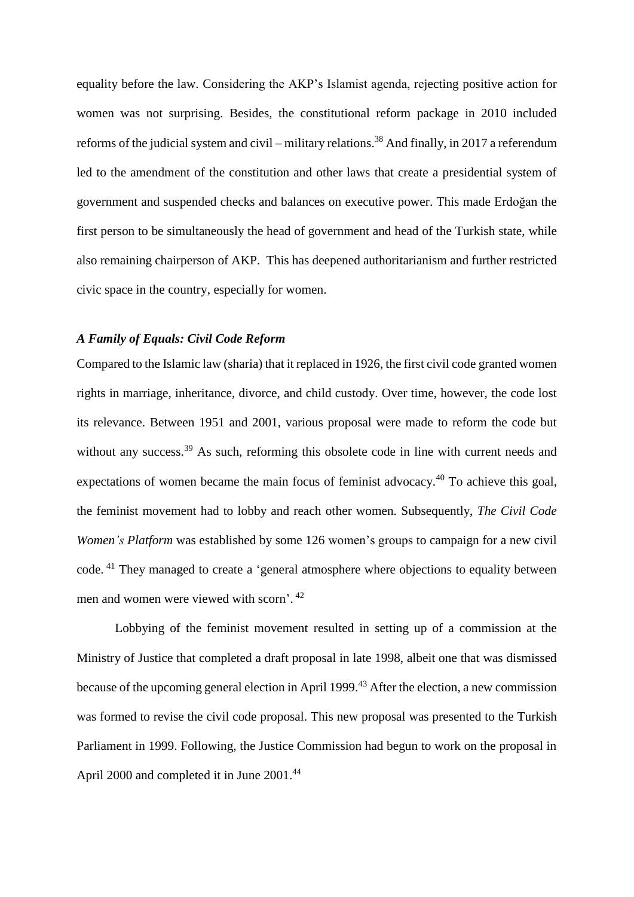equality before the law. Considering the AKP's Islamist agenda, rejecting positive action for women was not surprising. Besides, the constitutional reform package in 2010 included reforms of the judicial system and civil – military relations.[38] And finally, in 2017 a referendum led to the amendment of the constitution and other laws that create a presidential system of government and suspended checks and balances on executive power. This made Erdoğan the first person to be simultaneously the head of government and head of the Turkish state, while also remaining chairperson of AKP. This has deepened authoritarianism and further restricted civic space in the country, especially for women.

### *A Family of Equals: Civil Code Reform*

Compared to the Islamic law (sharia) that it replaced in 1926, the first civil code granted women rights in marriage, inheritance, divorce, and child custody. Over time, however, the code lost its relevance. Between 1951 and 2001, various proposal were made to reform the code but without any success.[39] As such, reforming this obsolete code in line with current needs and expectations of women became the main focus of feminist advocacy.[40] To achieve this goal, the feminist movement had to lobby and reach other women. Subsequently, *The Civil Code Women's Platform* was established by some 126 women's groups to campaign for a new civil code.[41] They managed to create a 'general atmosphere where objections to equality between men and women were viewed with scorn'.[42]

Lobbying of the feminist movement resulted in setting up of a commission at the Ministry of Justice that completed a draft proposal in late 1998, albeit one that was dismissed because of the upcoming general election in April 1999.[43] After the election, a new commission was formed to revise the civil code proposal. This new proposal was presented to the Turkish Parliament in 1999. Following, the Justice Commission had begun to work on the proposal in April 2000 and completed it in June 2001.[44]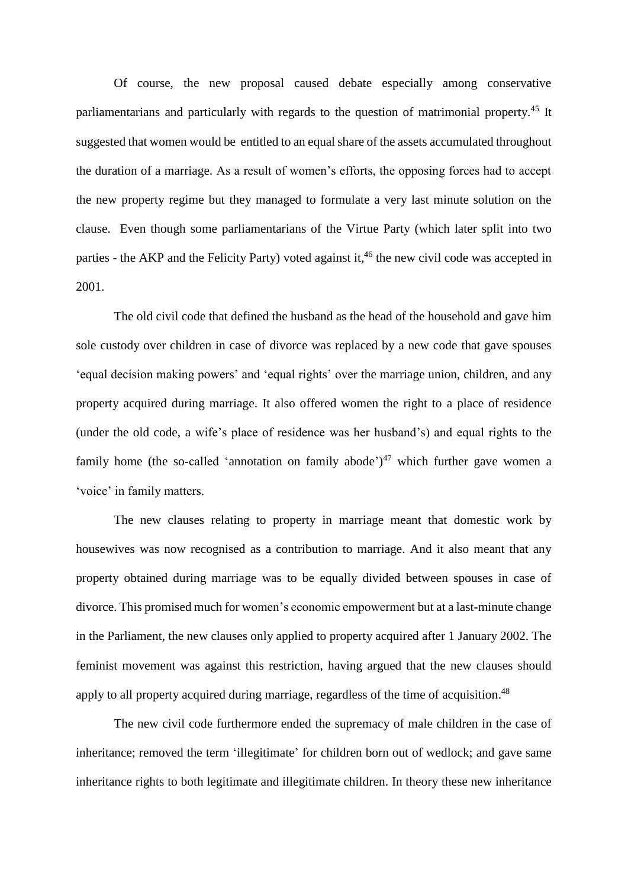Of course, the new proposal caused debate especially among conservative parliamentarians and particularly with regards to the question of matrimonial property.[45] It suggested that women would be entitled to an equal share of the assets accumulated throughout the duration of a marriage. As a result of women's efforts, the opposing forces had to accept the new property regime but they managed to formulate a very last minute solution on the clause. Even though some parliamentarians of the Virtue Party (which later split into two parties - the AKP and the Felicity Party) voted against it,[46] the new civil code was accepted in 2001.

The old civil code that defined the husband as the head of the household and gave him sole custody over children in case of divorce was replaced by a new code that gave spouses 'equal decision making powers' and 'equal rights' over the marriage union, children, and any property acquired during marriage. It also offered women the right to a place of residence (under the old code, a wife's place of residence was her husband's) and equal rights to the family home (the so-called 'annotation on family abode')[47] which further gave women a 'voice' in family matters.

The new clauses relating to property in marriage meant that domestic work by housewives was now recognised as a contribution to marriage. And it also meant that any property obtained during marriage was to be equally divided between spouses in case of divorce. This promised much for women's economic empowerment but at a last-minute change in the Parliament, the new clauses only applied to property acquired after 1 January 2002. The feminist movement was against this restriction, having argued that the new clauses should apply to all property acquired during marriage, regardless of the time of acquisition.[48]

The new civil code furthermore ended the supremacy of male children in the case of inheritance; removed the term 'illegitimate' for children born out of wedlock; and gave same inheritance rights to both legitimate and illegitimate children. In theory these new inheritance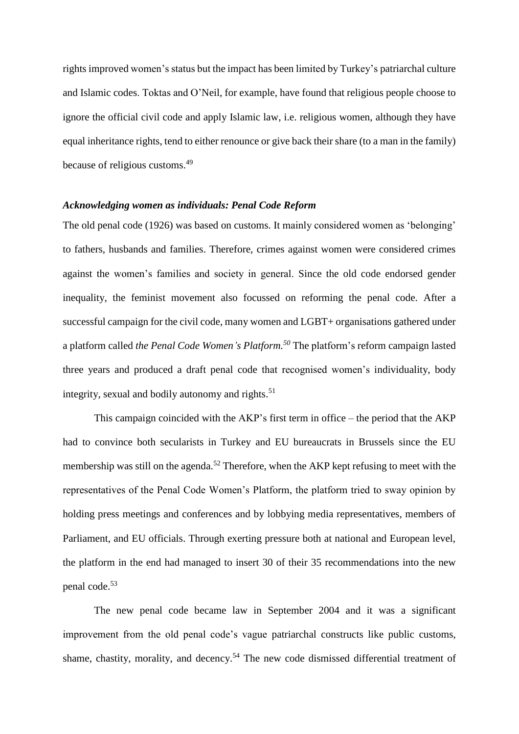rights improved women's status but the impact has been limited by Turkey's patriarchal culture and Islamic codes. Toktas and O'Neil, for example, have found that religious people choose to ignore the official civil code and apply Islamic law, i.e. religious women, although they have equal inheritance rights, tend to either renounce or give back their share (to a man in the family) because of religious customs.[49]

### *Acknowledging women as individuals: Penal Code Reform*

The old penal code (1926) was based on customs. It mainly considered women as 'belonging' to fathers, husbands and families. Therefore, crimes against women were considered crimes against the women's families and society in general. Since the old code endorsed gender inequality, the feminist movement also focussed on reforming the penal code. After a successful campaign for the civil code, many women and LGBT+ organisations gathered under a platform called *the Penal Code Women's Platform.*[50] The platform's reform campaign lasted three years and produced a draft penal code that recognised women's individuality, body integrity, sexual and bodily autonomy and rights.[51]

This campaign coincided with the AKP's first term in office – the period that the AKP had to convince both secularists in Turkey and EU bureaucrats in Brussels since the EU membership was still on the agenda.[52] Therefore, when the AKP kept refusing to meet with the representatives of the Penal Code Women's Platform, the platform tried to sway opinion by holding press meetings and conferences and by lobbying media representatives, members of Parliament, and EU officials. Through exerting pressure both at national and European level, the platform in the end had managed to insert 30 of their 35 recommendations into the new penal code.[53]

The new penal code became law in September 2004 and it was a significant improvement from the old penal code's vague patriarchal constructs like public customs, shame, chastity, morality, and decency.[54] The new code dismissed differential treatment of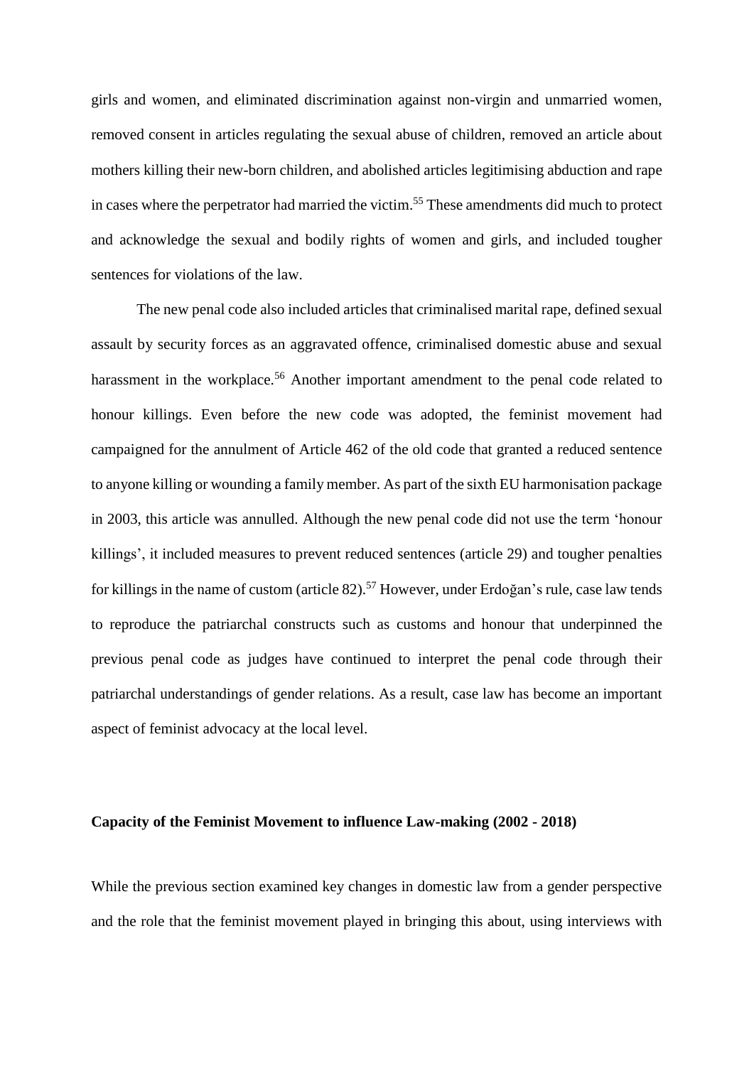girls and women, and eliminated discrimination against non-virgin and unmarried women, removed consent in articles regulating the sexual abuse of children, removed an article about mothers killing their new-born children, and abolished articles legitimising abduction and rape in cases where the perpetrator had married the victim.[55] These amendments did much to protect and acknowledge the sexual and bodily rights of women and girls, and included tougher sentences for violations of the law.

The new penal code also included articles that criminalised marital rape, defined sexual assault by security forces as an aggravated offence, criminalised domestic abuse and sexual harassment in the workplace.[56] Another important amendment to the penal code related to honour killings. Even before the new code was adopted, the feminist movement had campaigned for the annulment of Article 462 of the old code that granted a reduced sentence to anyone killing or wounding a family member. As part of the sixth EU harmonisation package in 2003, this article was annulled. Although the new penal code did not use the term 'honour killings', it included measures to prevent reduced sentences (article 29) and tougher penalties for killings in the name of custom (article 82).[57] However, under Erdoğan's rule, case law tends to reproduce the patriarchal constructs such as customs and honour that underpinned the previous penal code as judges have continued to interpret the penal code through their patriarchal understandings of gender relations. As a result, case law has become an important aspect of feminist advocacy at the local level.

**Capacity of the Feminist Movement to influence Law-making (2002 - 2018)**

While the previous section examined key changes in domestic law from a gender perspective and the role that the feminist movement played in bringing this about, using interviews with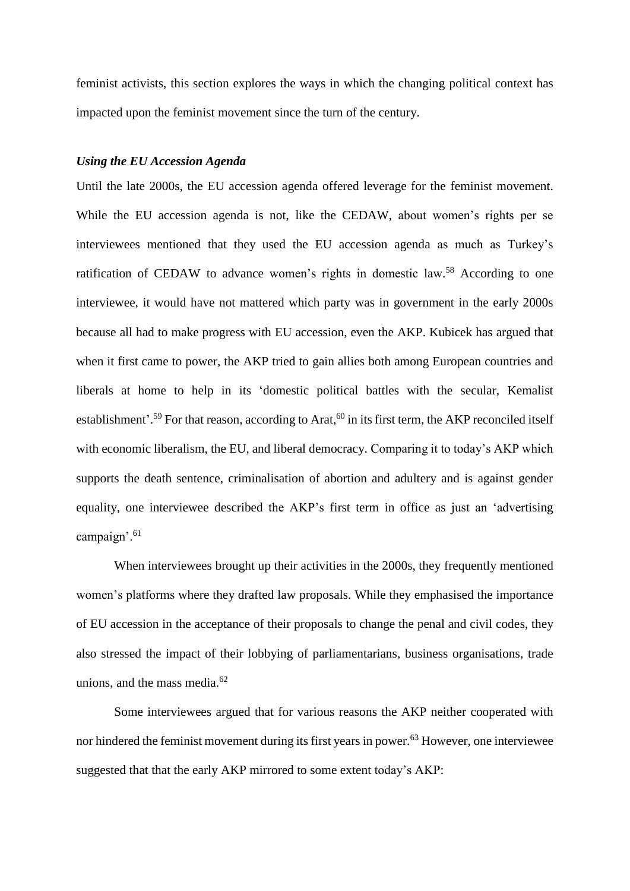feminist activists, this section explores the ways in which the changing political context has impacted upon the feminist movement since the turn of the century.

### *Using the EU Accession Agenda*

Until the late 2000s, the EU accession agenda offered leverage for the feminist movement. While the EU accession agenda is not, like the CEDAW, about women's rights per se interviewees mentioned that they used the EU accession agenda as much as Turkey's ratification of CEDAW to advance women's rights in domestic law.[58] According to one interviewee, it would have not mattered which party was in government in the early 2000s because all had to make progress with EU accession, even the AKP. Kubicek has argued that when it first came to power, the AKP tried to gain allies both among European countries and liberals at home to help in its 'domestic political battles with the secular, Kemalist establishment'.[59] For that reason, according to Arat,[60] in its first term, the AKP reconciled itself with economic liberalism, the EU, and liberal democracy. Comparing it to today's AKP which supports the death sentence, criminalisation of abortion and adultery and is against gender equality, one interviewee described the AKP's first term in office as just an 'advertising campaign'.[61]

When interviewees brought up their activities in the 2000s, they frequently mentioned women's platforms where they drafted law proposals. While they emphasised the importance of EU accession in the acceptance of their proposals to change the penal and civil codes, they also stressed the impact of their lobbying of parliamentarians, business organisations, trade unions, and the mass media.[62]

Some interviewees argued that for various reasons the AKP neither cooperated with nor hindered the feminist movement during its first years in power.[63] However, one interviewee suggested that that the early AKP mirrored to some extent today's AKP: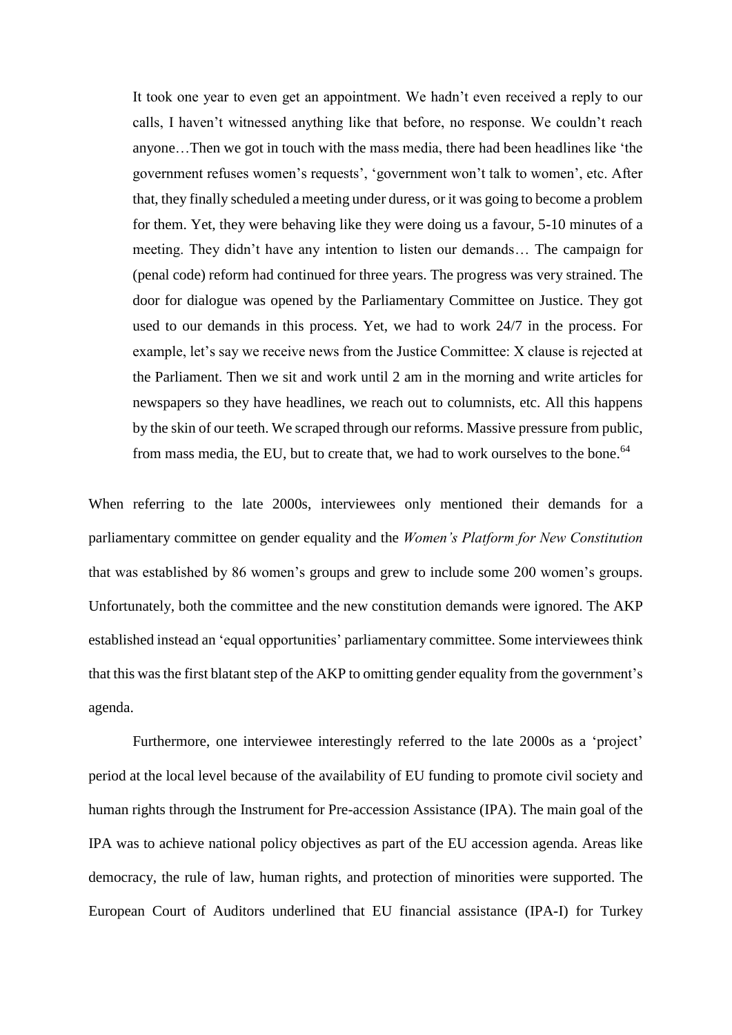> It took one year to even get an appointment. We hadn't even received a reply to our calls, I haven't witnessed anything like that before, no response. We couldn't reach anyone…Then we got in touch with the mass media, there had been headlines like 'the government refuses women's requests', 'government won't talk to women', etc. After that, they finally scheduled a meeting under duress, or it was going to become a problem for them. Yet, they were behaving like they were doing us a favour, 5-10 minutes of a meeting. They didn't have any intention to listen our demands… The campaign for (penal code) reform had continued for three years. The progress was very strained. The door for dialogue was opened by the Parliamentary Committee on Justice. They got used to our demands in this process. Yet, we had to work 24/7 in the process. For example, let's say we receive news from the Justice Committee: X clause is rejected at the Parliament. Then we sit and work until 2 am in the morning and write articles for newspapers so they have headlines, we reach out to columnists, etc. All this happens by the skin of our teeth. We scraped through our reforms. Massive pressure from public, from mass media, the EU, but to create that, we had to work ourselves to the bone.[64]

When referring to the late 2000s, interviewees only mentioned their demands for a parliamentary committee on gender equality and the *Women's Platform for New Constitution* that was established by 86 women's groups and grew to include some 200 women's groups. Unfortunately, both the committee and the new constitution demands were ignored. The AKP established instead an 'equal opportunities' parliamentary committee. Some interviewees think that this was the first blatant step of the AKP to omitting gender equality from the government's agenda.

Furthermore, one interviewee interestingly referred to the late 2000s as a 'project' period at the local level because of the availability of EU funding to promote civil society and human rights through the Instrument for Pre-accession Assistance (IPA). The main goal of the IPA was to achieve national policy objectives as part of the EU accession agenda. Areas like democracy, the rule of law, human rights, and protection of minorities were supported. The European Court of Auditors underlined that EU financial assistance (IPA-I) for Turkey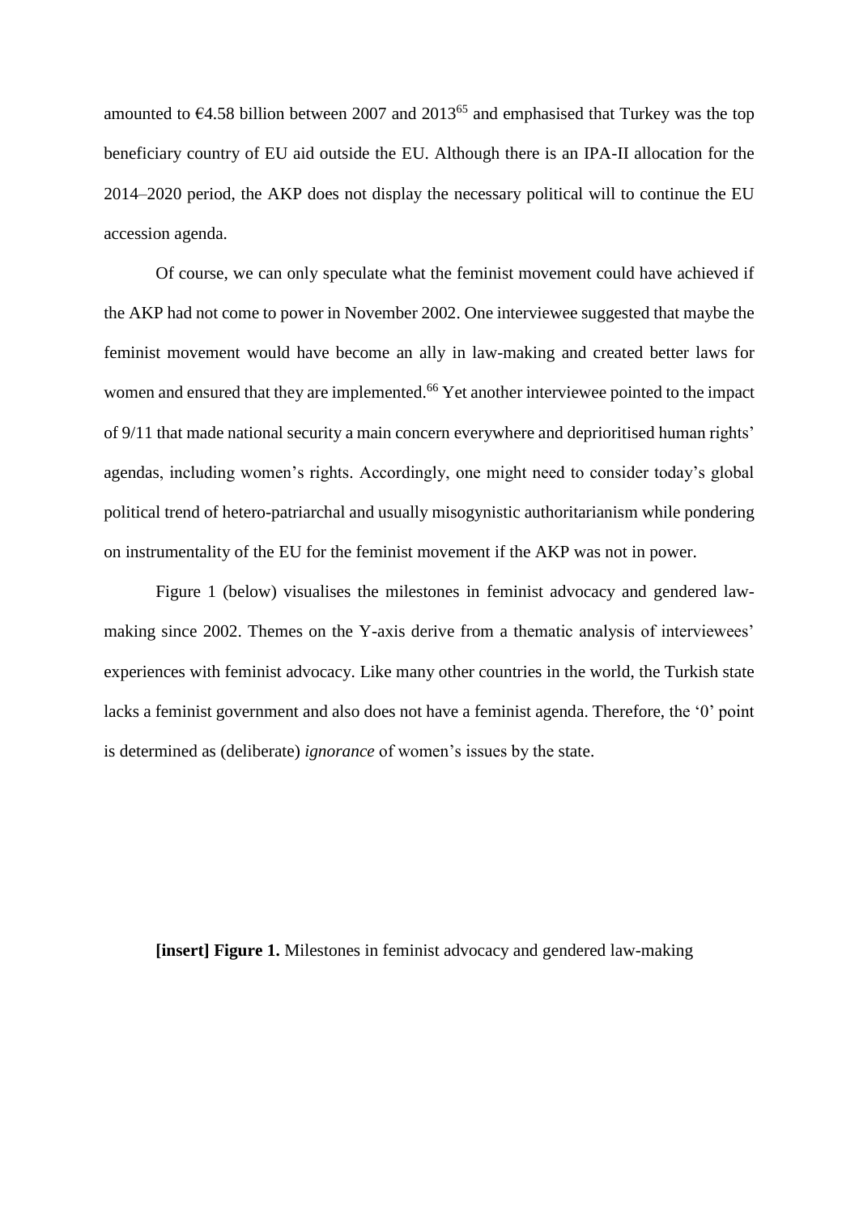amounted to €4.58 billion between 2007 and 2013[65] and emphasised that Turkey was the top beneficiary country of EU aid outside the EU. Although there is an IPA-II allocation for the 2014–2020 period, the AKP does not display the necessary political will to continue the EU accession agenda.

Of course, we can only speculate what the feminist movement could have achieved if the AKP had not come to power in November 2002. One interviewee suggested that maybe the feminist movement would have become an ally in law-making and created better laws for women and ensured that they are implemented.[66] Yet another interviewee pointed to the impact of 9/11 that made national security a main concern everywhere and deprioritised human rights' agendas, including women's rights. Accordingly, one might need to consider today's global political trend of hetero-patriarchal and usually misogynistic authoritarianism while pondering on instrumentality of the EU for the feminist movement if the AKP was not in power.

Figure 1 (below) visualises the milestones in feminist advocacy and gendered law-making since 2002. Themes on the Y-axis derive from a thematic analysis of interviewees' experiences with feminist advocacy. Like many other countries in the world, the Turkish state lacks a feminist government and also does not have a feminist agenda. Therefore, the '0' point is determined as (deliberate) *ignorance* of women's issues by the state.

**[insert] Figure 1.** Milestones in feminist advocacy and gendered law-making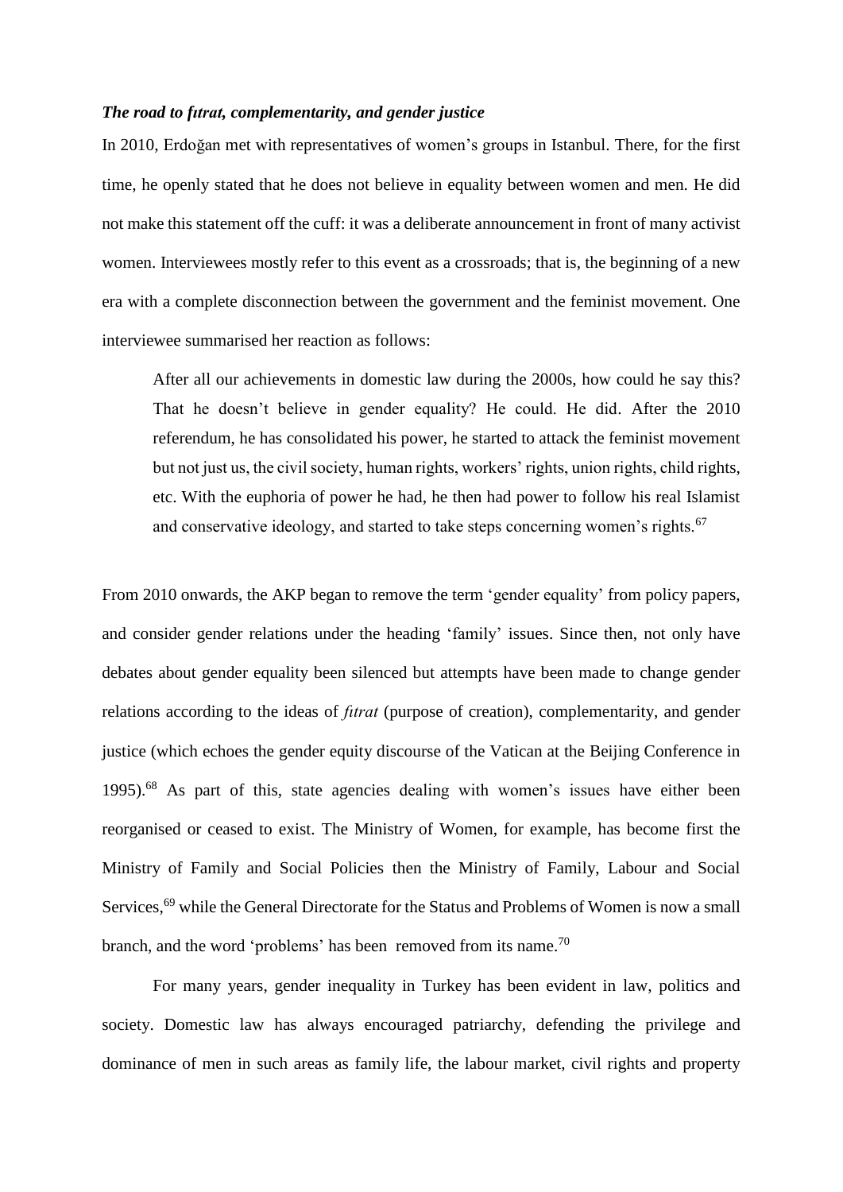### *The road to fıtrat, complementarity, and gender justice*

In 2010, Erdoğan met with representatives of women's groups in Istanbul. There, for the first time, he openly stated that he does not believe in equality between women and men. He did not make this statement off the cuff: it was a deliberate announcement in front of many activist women. Interviewees mostly refer to this event as a crossroads; that is, the beginning of a new era with a complete disconnection between the government and the feminist movement. One interviewee summarised her reaction as follows:

> After all our achievements in domestic law during the 2000s, how could he say this? That he doesn't believe in gender equality? He could. He did. After the 2010 referendum, he has consolidated his power, he started to attack the feminist movement but not just us, the civil society, human rights, workers' rights, union rights, child rights, etc. With the euphoria of power he had, he then had power to follow his real Islamist and conservative ideology, and started to take steps concerning women's rights.[67]

From 2010 onwards, the AKP began to remove the term 'gender equality' from policy papers, and consider gender relations under the heading 'family' issues. Since then, not only have debates about gender equality been silenced but attempts have been made to change gender relations according to the ideas of *fıtrat* (purpose of creation), complementarity, and gender justice (which echoes the gender equity discourse of the Vatican at the Beijing Conference in 1995).[68] As part of this, state agencies dealing with women's issues have either been reorganised or ceased to exist. The Ministry of Women, for example, has become first the Ministry of Family and Social Policies then the Ministry of Family, Labour and Social Services,[69] while the General Directorate for the Status and Problems of Women is now a small branch, and the word 'problems' has been removed from its name.[70]

For many years, gender inequality in Turkey has been evident in law, politics and society. Domestic law has always encouraged patriarchy, defending the privilege and dominance of men in such areas as family life, the labour market, civil rights and property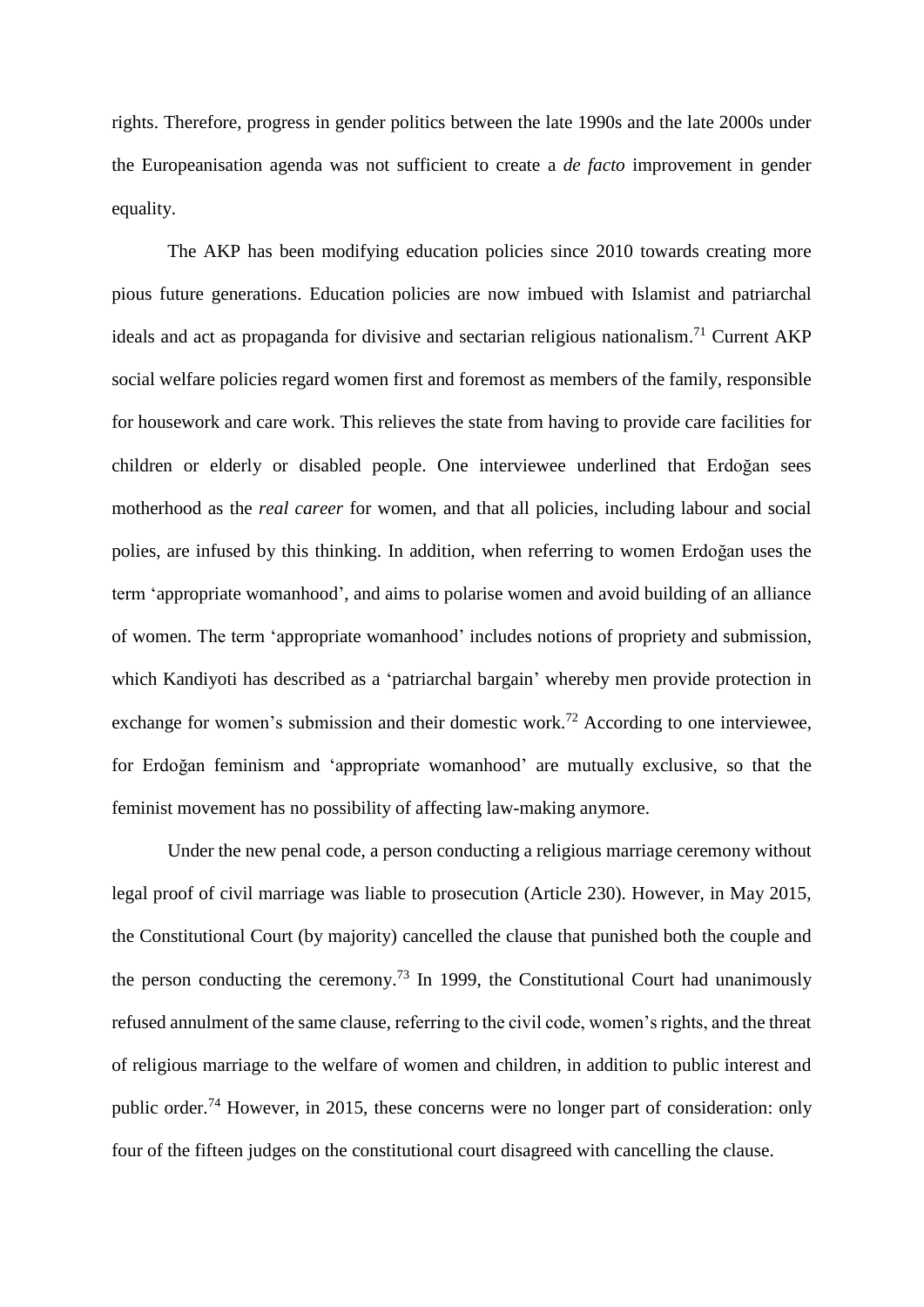rights. Therefore, progress in gender politics between the late 1990s and the late 2000s under the Europeanisation agenda was not sufficient to create a *de facto* improvement in gender equality.

The AKP has been modifying education policies since 2010 towards creating more pious future generations. Education policies are now imbued with Islamist and patriarchal ideals and act as propaganda for divisive and sectarian religious nationalism.[71] Current AKP social welfare policies regard women first and foremost as members of the family, responsible for housework and care work. This relieves the state from having to provide care facilities for children or elderly or disabled people. One interviewee underlined that Erdoğan sees motherhood as the *real career* for women, and that all policies, including labour and social polies, are infused by this thinking. In addition, when referring to women Erdoğan uses the term 'appropriate womanhood', and aims to polarise women and avoid building of an alliance of women. The term 'appropriate womanhood' includes notions of propriety and submission, which Kandiyoti has described as a 'patriarchal bargain' whereby men provide protection in exchange for women's submission and their domestic work.[72] According to one interviewee, for Erdoğan feminism and 'appropriate womanhood' are mutually exclusive, so that the feminist movement has no possibility of affecting law-making anymore.

Under the new penal code, a person conducting a religious marriage ceremony without legal proof of civil marriage was liable to prosecution (Article 230). However, in May 2015, the Constitutional Court (by majority) cancelled the clause that punished both the couple and the person conducting the ceremony.[73] In 1999, the Constitutional Court had unanimously refused annulment of the same clause, referring to the civil code, women's rights, and the threat of religious marriage to the welfare of women and children, in addition to public interest and public order.[74] However, in 2015, these concerns were no longer part of consideration: only four of the fifteen judges on the constitutional court disagreed with cancelling the clause.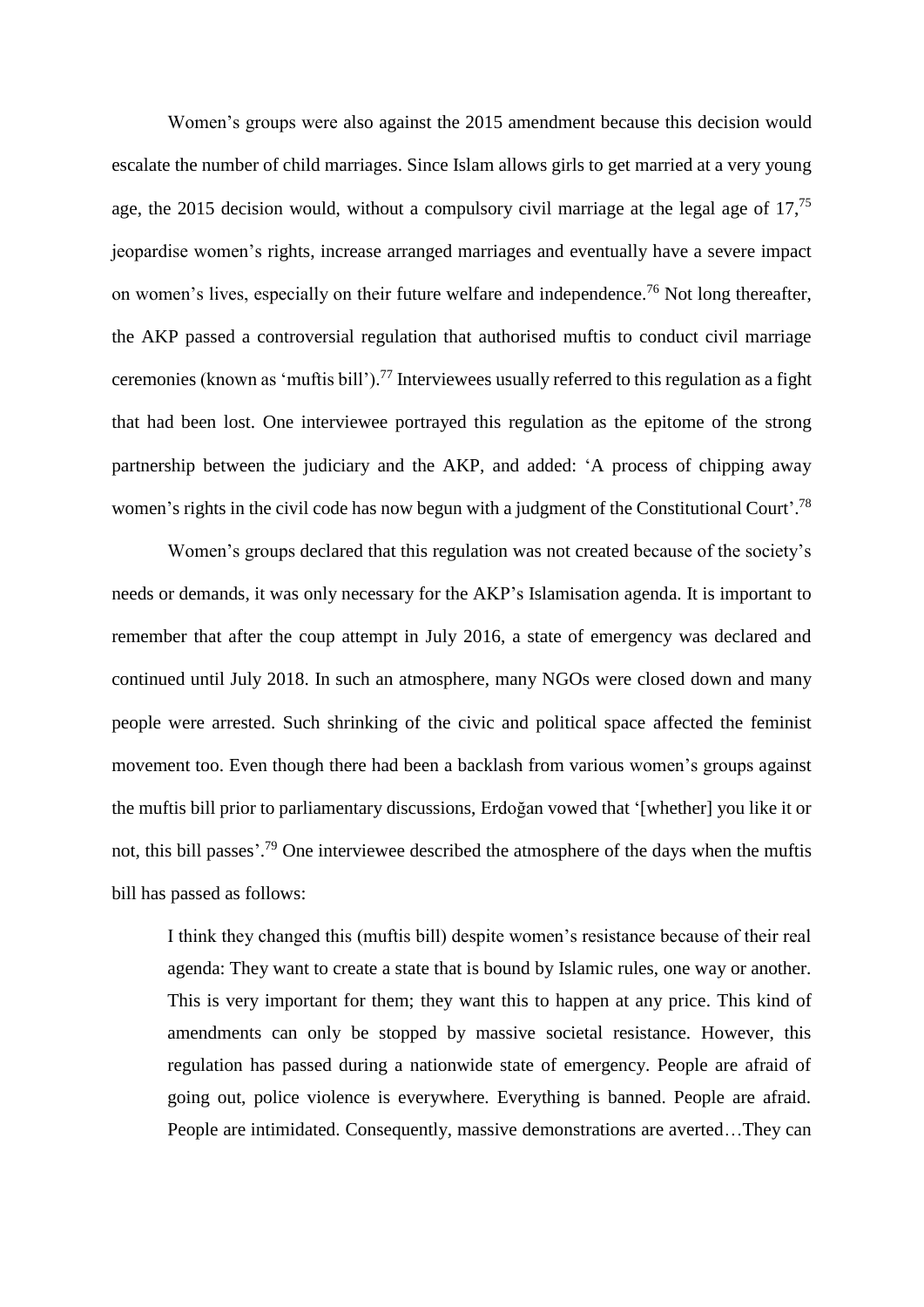Women's groups were also against the 2015 amendment because this decision would escalate the number of child marriages. Since Islam allows girls to get married at a very young age, the 2015 decision would, without a compulsory civil marriage at the legal age of 17,[75] jeopardise women's rights, increase arranged marriages and eventually have a severe impact on women's lives, especially on their future welfare and independence.[76] Not long thereafter, the AKP passed a controversial regulation that authorised muftis to conduct civil marriage ceremonies (known as 'muftis bill').[77] Interviewees usually referred to this regulation as a fight that had been lost. One interviewee portrayed this regulation as the epitome of the strong partnership between the judiciary and the AKP, and added: 'A process of chipping away women's rights in the civil code has now begun with a judgment of the Constitutional Court'.[78]

Women's groups declared that this regulation was not created because of the society's needs or demands, it was only necessary for the AKP's Islamisation agenda. It is important to remember that after the coup attempt in July 2016, a state of emergency was declared and continued until July 2018. In such an atmosphere, many NGOs were closed down and many people were arrested. Such shrinking of the civic and political space affected the feminist movement too. Even though there had been a backlash from various women's groups against the muftis bill prior to parliamentary discussions, Erdoğan vowed that '[whether] you like it or not, this bill passes'.[79] One interviewee described the atmosphere of the days when the muftis bill has passed as follows:

> I think they changed this (muftis bill) despite women's resistance because of their real agenda: They want to create a state that is bound by Islamic rules, one way or another. This is very important for them; they want this to happen at any price. This kind of amendments can only be stopped by massive societal resistance. However, this regulation has passed during a nationwide state of emergency. People are afraid of going out, police violence is everywhere. Everything is banned. People are afraid. People are intimidated. Consequently, massive demonstrations are averted…They can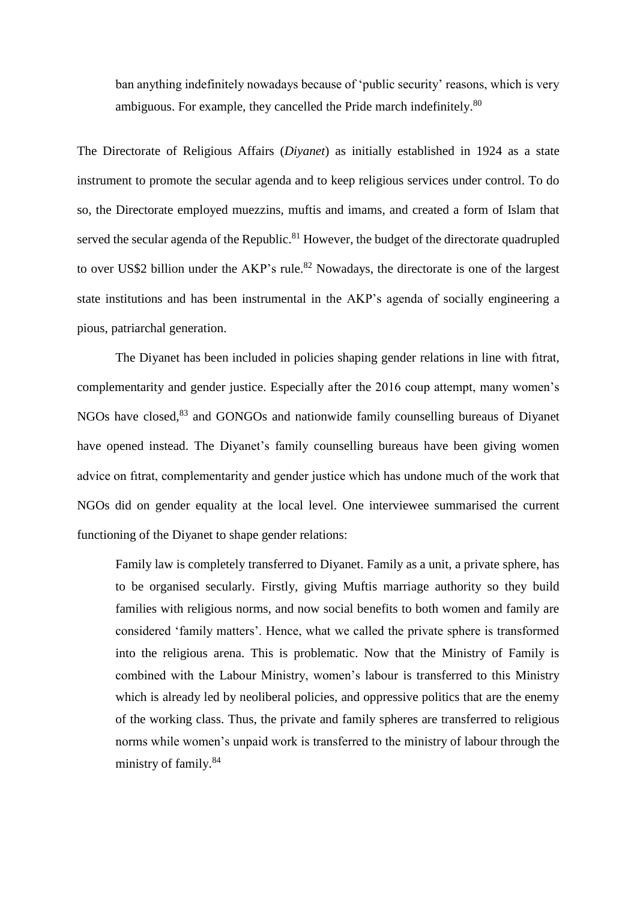> ban anything indefinitely nowadays because of 'public security' reasons, which is very ambiguous. For example, they cancelled the Pride march indefinitely.[80]

The Directorate of Religious Affairs (*Diyanet*) as initially established in 1924 as a state instrument to promote the secular agenda and to keep religious services under control. To do so, the Directorate employed muezzins, muftis and imams, and created a form of Islam that served the secular agenda of the Republic.[81] However, the budget of the directorate quadrupled to over US$2 billion under the AKP's rule.[82] Nowadays, the directorate is one of the largest state institutions and has been instrumental in the AKP's agenda of socially engineering a pious, patriarchal generation.

The Diyanet has been included in policies shaping gender relations in line with fıtrat, complementarity and gender justice. Especially after the 2016 coup attempt, many women's NGOs have closed,[83] and GONGOs and nationwide family counselling bureaus of Diyanet have opened instead. The Diyanet's family counselling bureaus have been giving women advice on fıtrat, complementarity and gender justice which has undone much of the work that NGOs did on gender equality at the local level. One interviewee summarised the current functioning of the Diyanet to shape gender relations:

> Family law is completely transferred to Diyanet. Family as a unit, a private sphere, has to be organised secularly. Firstly, giving Muftis marriage authority so they build families with religious norms, and now social benefits to both women and family are considered 'family matters'. Hence, what we called the private sphere is transformed into the religious arena. This is problematic. Now that the Ministry of Family is combined with the Labour Ministry, women's labour is transferred to this Ministry which is already led by neoliberal policies, and oppressive politics that are the enemy of the working class. Thus, the private and family spheres are transferred to religious norms while women's unpaid work is transferred to the ministry of labour through the ministry of family.[84]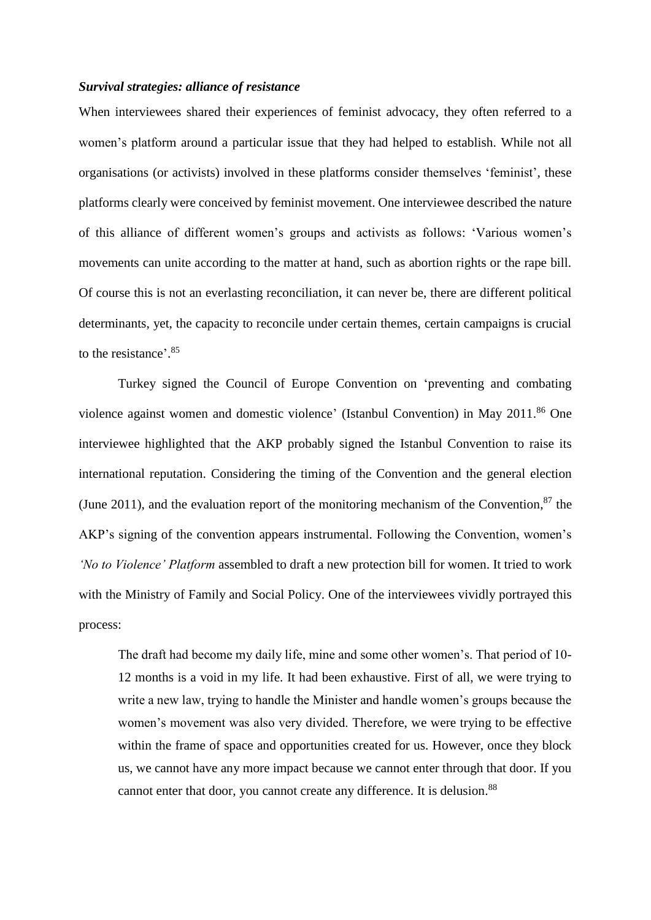### *Survival strategies: alliance of resistance*

When interviewees shared their experiences of feminist advocacy, they often referred to a women's platform around a particular issue that they had helped to establish. While not all organisations (or activists) involved in these platforms consider themselves 'feminist', these platforms clearly were conceived by feminist movement. One interviewee described the nature of this alliance of different women's groups and activists as follows: 'Various women's movements can unite according to the matter at hand, such as abortion rights or the rape bill. Of course this is not an everlasting reconciliation, it can never be, there are different political determinants, yet, the capacity to reconcile under certain themes, certain campaigns is crucial to the resistance'.[85]

Turkey signed the Council of Europe Convention on 'preventing and combating violence against women and domestic violence' (Istanbul Convention) in May 2011.[86] One interviewee highlighted that the AKP probably signed the Istanbul Convention to raise its international reputation. Considering the timing of the Convention and the general election (June 2011), and the evaluation report of the monitoring mechanism of the Convention,[87] the AKP's signing of the convention appears instrumental. Following the Convention, women's *'No to Violence' Platform* assembled to draft a new protection bill for women. It tried to work with the Ministry of Family and Social Policy. One of the interviewees vividly portrayed this process:

> The draft had become my daily life, mine and some other women's. That period of 10-12 months is a void in my life. It had been exhaustive. First of all, we were trying to write a new law, trying to handle the Minister and handle women's groups because the women's movement was also very divided. Therefore, we were trying to be effective within the frame of space and opportunities created for us. However, once they block us, we cannot have any more impact because we cannot enter through that door. If you cannot enter that door, you cannot create any difference. It is delusion.[88]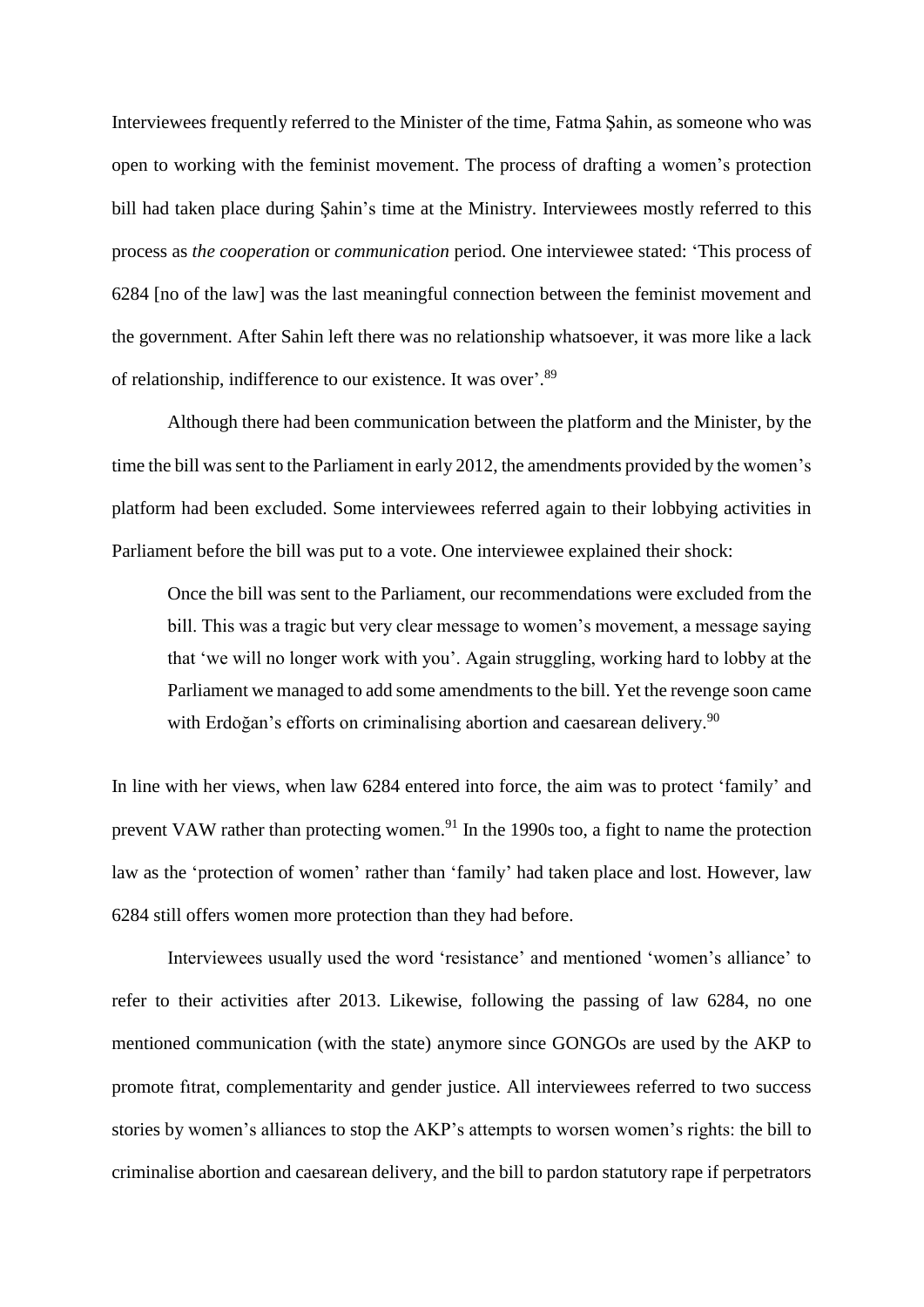Interviewees frequently referred to the Minister of the time, Fatma Şahin, as someone who was open to working with the feminist movement. The process of drafting a women's protection bill had taken place during Şahin's time at the Ministry. Interviewees mostly referred to this process as *the cooperation* or *communication* period. One interviewee stated: 'This process of 6284 [no of the law] was the last meaningful connection between the feminist movement and the government. After Sahin left there was no relationship whatsoever, it was more like a lack of relationship, indifference to our existence. It was over'.[89]

Although there had been communication between the platform and the Minister, by the time the bill was sent to the Parliament in early 2012, the amendments provided by the women's platform had been excluded. Some interviewees referred again to their lobbying activities in Parliament before the bill was put to a vote. One interviewee explained their shock:

> Once the bill was sent to the Parliament, our recommendations were excluded from the bill. This was a tragic but very clear message to women's movement, a message saying that 'we will no longer work with you'. Again struggling, working hard to lobby at the Parliament we managed to add some amendments to the bill. Yet the revenge soon came with Erdoğan's efforts on criminalising abortion and caesarean delivery.[90]

In line with her views, when law 6284 entered into force, the aim was to protect 'family' and prevent VAW rather than protecting women.[91] In the 1990s too, a fight to name the protection law as the 'protection of women' rather than 'family' had taken place and lost. However, law 6284 still offers women more protection than they had before.

Interviewees usually used the word 'resistance' and mentioned 'women's alliance' to refer to their activities after 2013. Likewise, following the passing of law 6284, no one mentioned communication (with the state) anymore since GONGOs are used by the AKP to promote fıtrat, complementarity and gender justice. All interviewees referred to two success stories by women's alliances to stop the AKP's attempts to worsen women's rights: the bill to criminalise abortion and caesarean delivery, and the bill to pardon statutory rape if perpetrators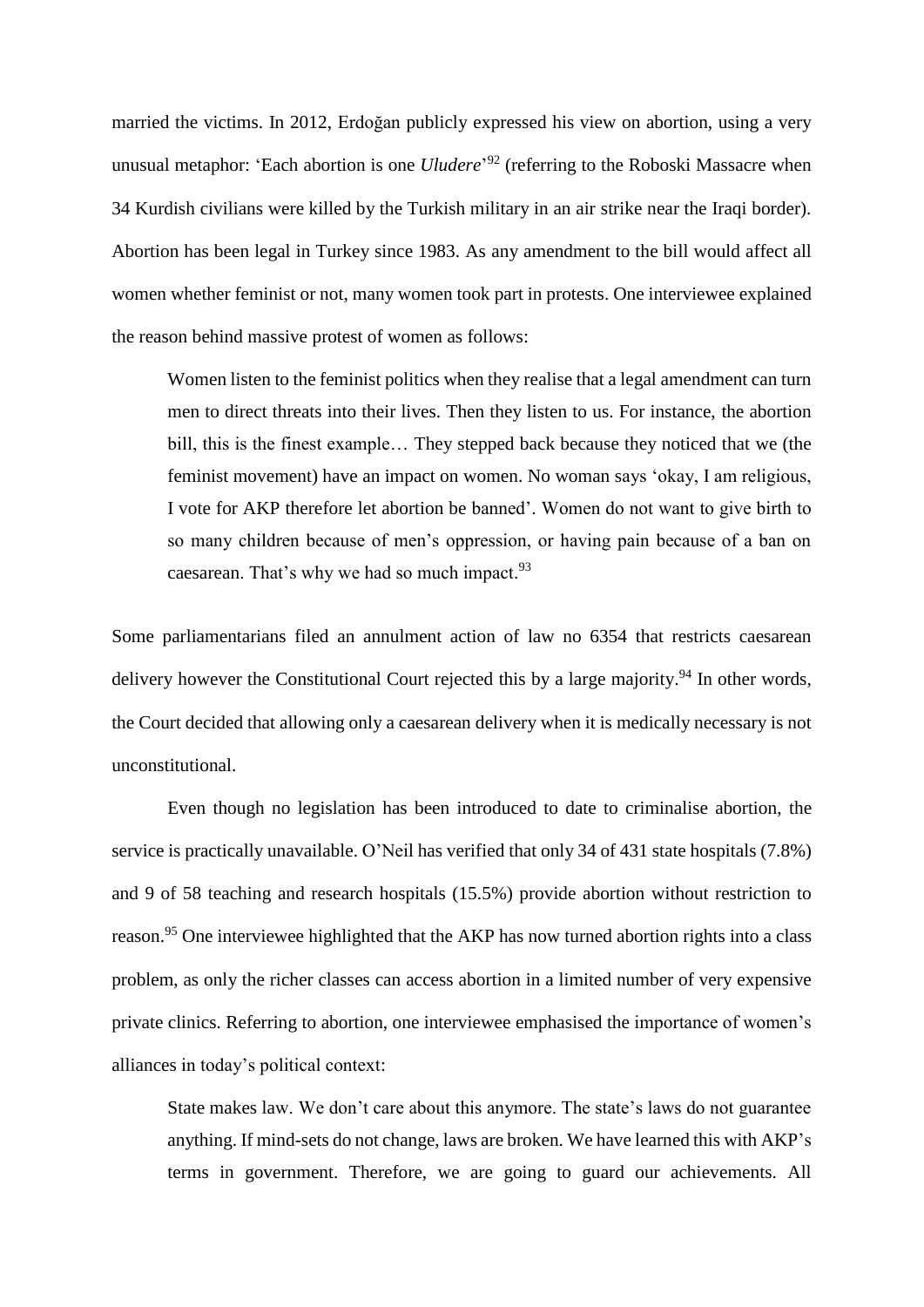married the victims. In 2012, Erdoğan publicly expressed his view on abortion, using a very unusual metaphor: 'Each abortion is one *Uludere*'[92] (referring to the Roboski Massacre when 34 Kurdish civilians were killed by the Turkish military in an air strike near the Iraqi border). Abortion has been legal in Turkey since 1983. As any amendment to the bill would affect all women whether feminist or not, many women took part in protests. One interviewee explained the reason behind massive protest of women as follows:

> Women listen to the feminist politics when they realise that a legal amendment can turn men to direct threats into their lives. Then they listen to us. For instance, the abortion bill, this is the finest example… They stepped back because they noticed that we (the feminist movement) have an impact on women. No woman says 'okay, I am religious, I vote for AKP therefore let abortion be banned'. Women do not want to give birth to so many children because of men's oppression, or having pain because of a ban on caesarean. That's why we had so much impact.[93]

Some parliamentarians filed an annulment action of law no 6354 that restricts caesarean delivery however the Constitutional Court rejected this by a large majority.[94] In other words, the Court decided that allowing only a caesarean delivery when it is medically necessary is not unconstitutional.

Even though no legislation has been introduced to date to criminalise abortion, the service is practically unavailable. O'Neil has verified that only 34 of 431 state hospitals (7.8%) and 9 of 58 teaching and research hospitals (15.5%) provide abortion without restriction to reason.[95] One interviewee highlighted that the AKP has now turned abortion rights into a class problem, as only the richer classes can access abortion in a limited number of very expensive private clinics. Referring to abortion, one interviewee emphasised the importance of women's alliances in today's political context:

> State makes law. We don't care about this anymore. The state's laws do not guarantee anything. If mind-sets do not change, laws are broken. We have learned this with AKP's terms in government. Therefore, we are going to guard our achievements. All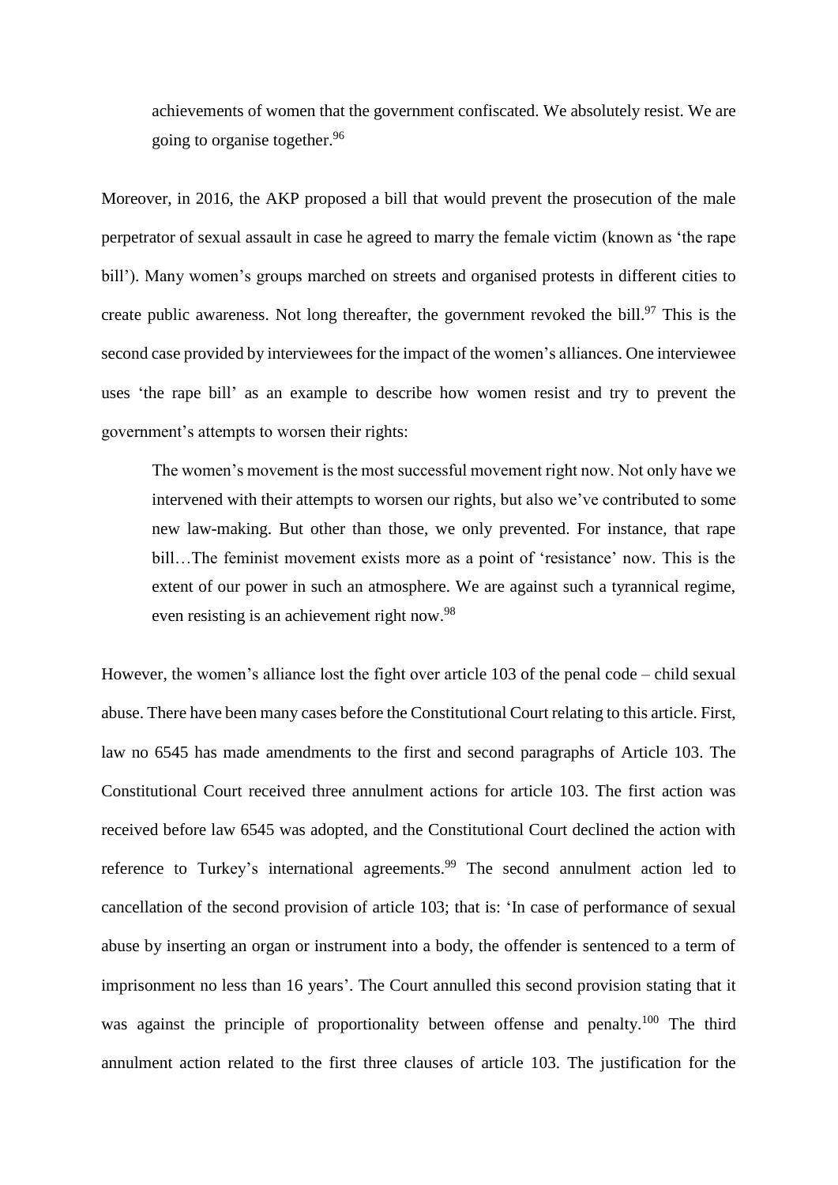> achievements of women that the government confiscated. We absolutely resist. We are going to organise together.[96]

Moreover, in 2016, the AKP proposed a bill that would prevent the prosecution of the male perpetrator of sexual assault in case he agreed to marry the female victim (known as 'the rape bill'). Many women's groups marched on streets and organised protests in different cities to create public awareness. Not long thereafter, the government revoked the bill.[97] This is the second case provided by interviewees for the impact of the women's alliances. One interviewee uses 'the rape bill' as an example to describe how women resist and try to prevent the government's attempts to worsen their rights:

> The women's movement is the most successful movement right now. Not only have we intervened with their attempts to worsen our rights, but also we've contributed to some new law-making. But other than those, we only prevented. For instance, that rape bill…The feminist movement exists more as a point of 'resistance' now. This is the extent of our power in such an atmosphere. We are against such a tyrannical regime, even resisting is an achievement right now.[98]

However, the women's alliance lost the fight over article 103 of the penal code – child sexual abuse. There have been many cases before the Constitutional Court relating to this article. First, law no 6545 has made amendments to the first and second paragraphs of Article 103. The Constitutional Court received three annulment actions for article 103. The first action was received before law 6545 was adopted, and the Constitutional Court declined the action with reference to Turkey's international agreements.[99] The second annulment action led to cancellation of the second provision of article 103; that is: 'In case of performance of sexual abuse by inserting an organ or instrument into a body, the offender is sentenced to a term of imprisonment no less than 16 years'. The Court annulled this second provision stating that it was against the principle of proportionality between offense and penalty.[100] The third annulment action related to the first three clauses of article 103. The justification for the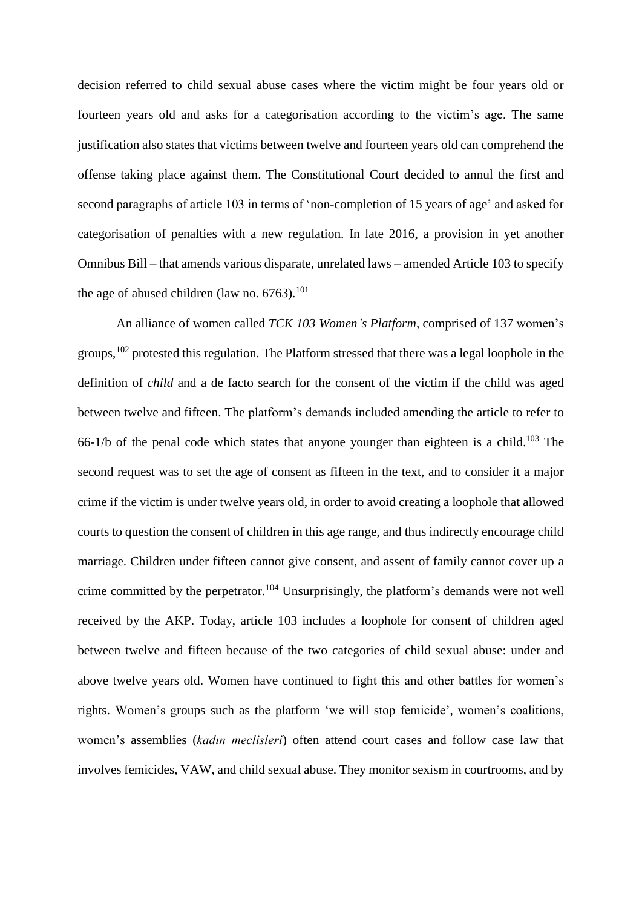decision referred to child sexual abuse cases where the victim might be four years old or fourteen years old and asks for a categorisation according to the victim's age. The same justification also states that victims between twelve and fourteen years old can comprehend the offense taking place against them. The Constitutional Court decided to annul the first and second paragraphs of article 103 in terms of 'non-completion of 15 years of age' and asked for categorisation of penalties with a new regulation. In late 2016, a provision in yet another Omnibus Bill – that amends various disparate, unrelated laws – amended Article 103 to specify the age of abused children (law no. 6763).[101]

An alliance of women called *TCK 103 Women's Platform*, comprised of 137 women's groups,[102] protested this regulation. The Platform stressed that there was a legal loophole in the definition of *child* and a de facto search for the consent of the victim if the child was aged between twelve and fifteen. The platform's demands included amending the article to refer to 66-1/b of the penal code which states that anyone younger than eighteen is a child.[103] The second request was to set the age of consent as fifteen in the text, and to consider it a major crime if the victim is under twelve years old, in order to avoid creating a loophole that allowed courts to question the consent of children in this age range, and thus indirectly encourage child marriage. Children under fifteen cannot give consent, and assent of family cannot cover up a crime committed by the perpetrator.[104] Unsurprisingly, the platform's demands were not well received by the AKP. Today, article 103 includes a loophole for consent of children aged between twelve and fifteen because of the two categories of child sexual abuse: under and above twelve years old. Women have continued to fight this and other battles for women's rights. Women's groups such as the platform 'we will stop femicide', women's coalitions, women's assemblies (*kadın meclisleri*) often attend court cases and follow case law that involves femicides, VAW, and child sexual abuse. They monitor sexism in courtrooms, and by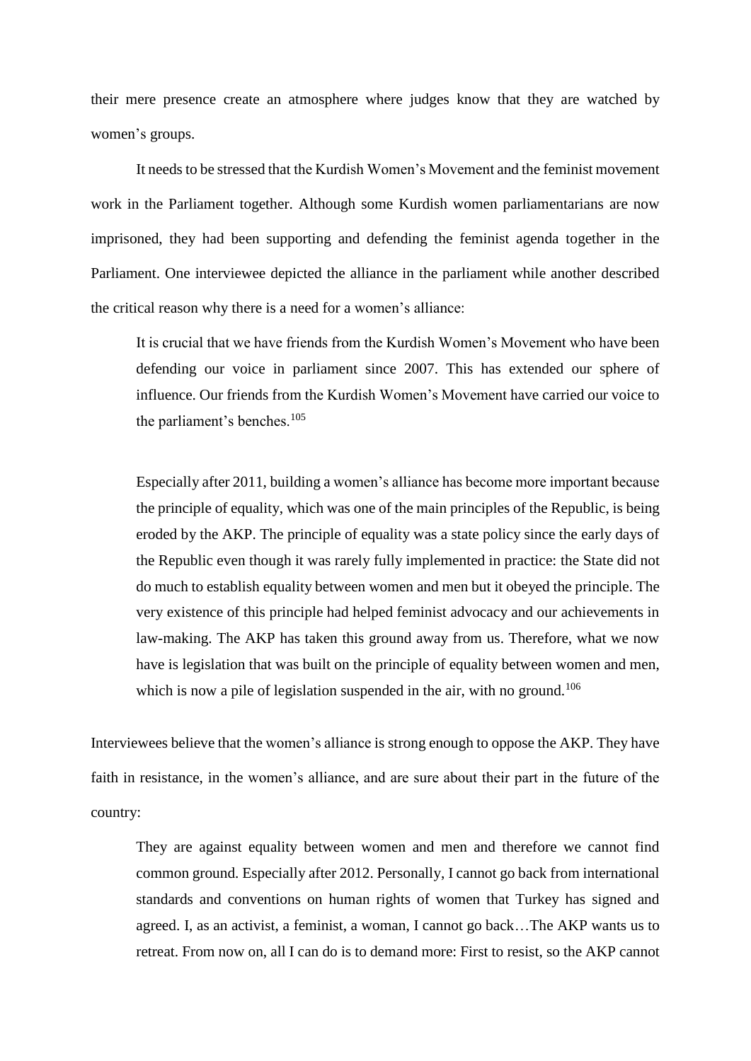their mere presence create an atmosphere where judges know that they are watched by women's groups.

It needs to be stressed that the Kurdish Women's Movement and the feminist movement work in the Parliament together. Although some Kurdish women parliamentarians are now imprisoned, they had been supporting and defending the feminist agenda together in the Parliament. One interviewee depicted the alliance in the parliament while another described the critical reason why there is a need for a women's alliance:

> It is crucial that we have friends from the Kurdish Women's Movement who have been defending our voice in parliament since 2007. This has extended our sphere of influence. Our friends from the Kurdish Women's Movement have carried our voice to the parliament's benches.[105]

> Especially after 2011, building a women's alliance has become more important because the principle of equality, which was one of the main principles of the Republic, is being eroded by the AKP. The principle of equality was a state policy since the early days of the Republic even though it was rarely fully implemented in practice: the State did not do much to establish equality between women and men but it obeyed the principle. The very existence of this principle had helped feminist advocacy and our achievements in law-making. The AKP has taken this ground away from us. Therefore, what we now have is legislation that was built on the principle of equality between women and men, which is now a pile of legislation suspended in the air, with no ground.[106]

Interviewees believe that the women's alliance is strong enough to oppose the AKP. They have faith in resistance, in the women's alliance, and are sure about their part in the future of the country:

> They are against equality between women and men and therefore we cannot find common ground. Especially after 2012. Personally, I cannot go back from international standards and conventions on human rights of women that Turkey has signed and agreed. I, as an activist, a feminist, a woman, I cannot go back…The AKP wants us to retreat. From now on, all I can do is to demand more: First to resist, so the AKP cannot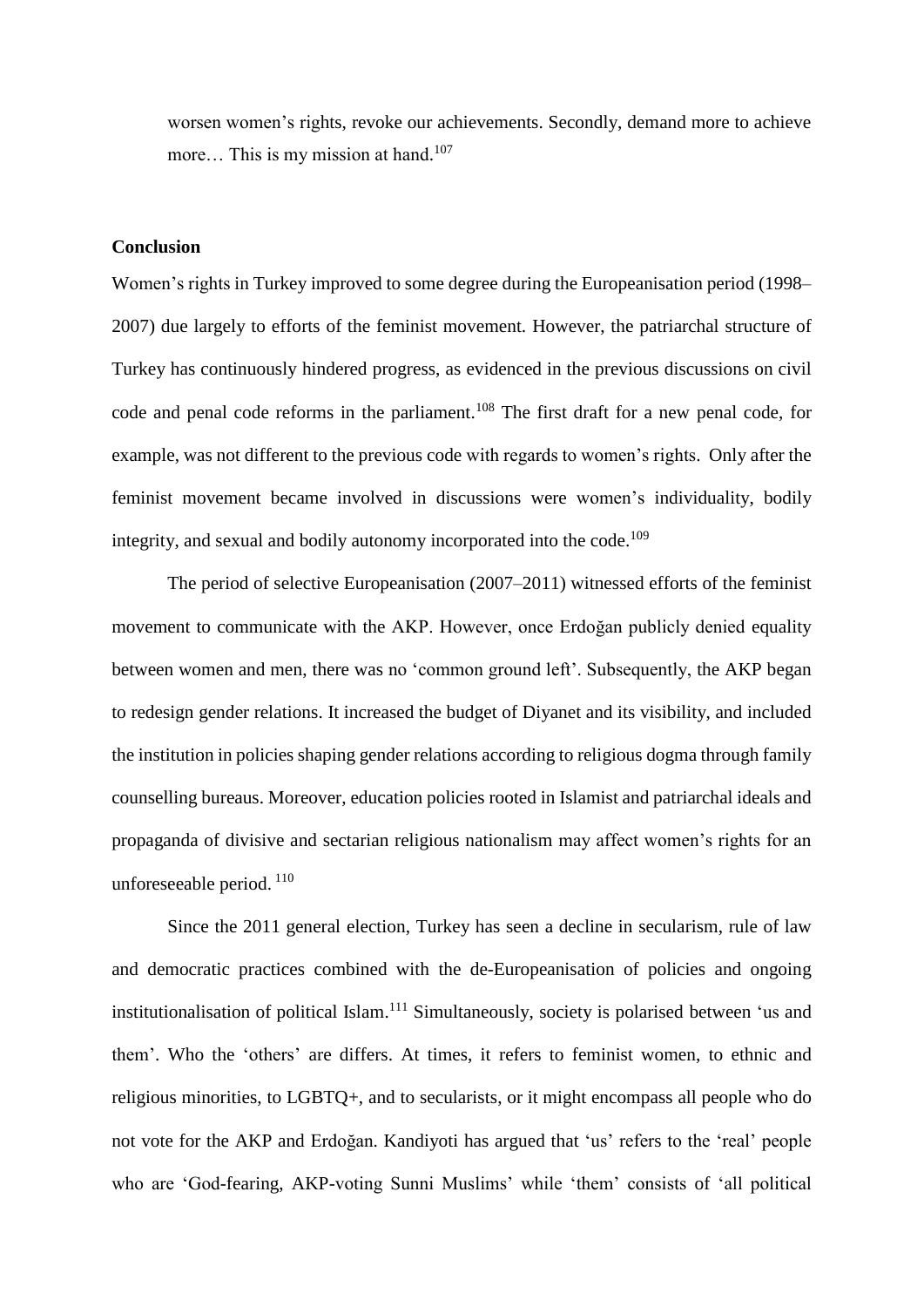worsen women's rights, revoke our achievements. Secondly, demand more to achieve more… This is my mission at hand.[107]

**Conclusion**

Women's rights in Turkey improved to some degree during the Europeanisation period (1998–2007) due largely to efforts of the feminist movement. However, the patriarchal structure of Turkey has continuously hindered progress, as evidenced in the previous discussions on civil code and penal code reforms in the parliament.[108] The first draft for a new penal code, for example, was not different to the previous code with regards to women's rights. Only after the feminist movement became involved in discussions were women's individuality, bodily integrity, and sexual and bodily autonomy incorporated into the code.[109]

The period of selective Europeanisation (2007–2011) witnessed efforts of the feminist movement to communicate with the AKP. However, once Erdoğan publicly denied equality between women and men, there was no 'common ground left'. Subsequently, the AKP began to redesign gender relations. It increased the budget of Diyanet and its visibility, and included the institution in policies shaping gender relations according to religious dogma through family counselling bureaus. Moreover, education policies rooted in Islamist and patriarchal ideals and propaganda of divisive and sectarian religious nationalism may affect women's rights for an unforeseeable period. [110]

Since the 2011 general election, Turkey has seen a decline in secularism, rule of law and democratic practices combined with the de-Europeanisation of policies and ongoing institutionalisation of political Islam.[111] Simultaneously, society is polarised between 'us and them'. Who the 'others' are differs. At times, it refers to feminist women, to ethnic and religious minorities, to LGBTQ+, and to secularists, or it might encompass all people who do not vote for the AKP and Erdoğan. Kandiyoti has argued that 'us' refers to the 'real' people who are 'God-fearing, AKP-voting Sunni Muslims' while 'them' consists of 'all political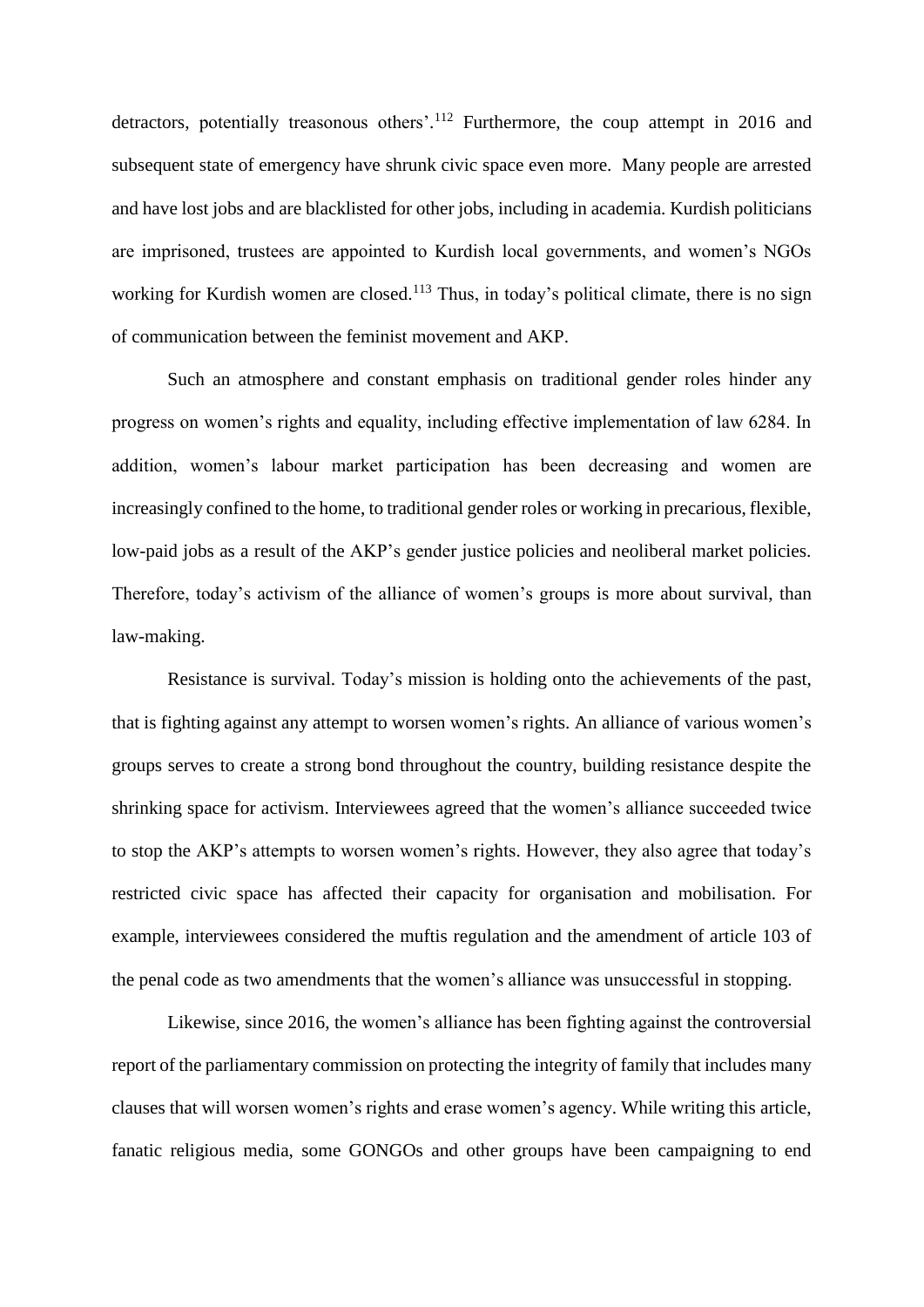detractors, potentially treasonous others'.[112] Furthermore, the coup attempt in 2016 and subsequent state of emergency have shrunk civic space even more. Many people are arrested and have lost jobs and are blacklisted for other jobs, including in academia. Kurdish politicians are imprisoned, trustees are appointed to Kurdish local governments, and women's NGOs working for Kurdish women are closed.[113] Thus, in today's political climate, there is no sign of communication between the feminist movement and AKP.

Such an atmosphere and constant emphasis on traditional gender roles hinder any progress on women's rights and equality, including effective implementation of law 6284. In addition, women's labour market participation has been decreasing and women are increasingly confined to the home, to traditional gender roles or working in precarious, flexible, low-paid jobs as a result of the AKP's gender justice policies and neoliberal market policies. Therefore, today's activism of the alliance of women's groups is more about survival, than law-making.

Resistance is survival. Today's mission is holding onto the achievements of the past, that is fighting against any attempt to worsen women's rights. An alliance of various women's groups serves to create a strong bond throughout the country, building resistance despite the shrinking space for activism. Interviewees agreed that the women's alliance succeeded twice to stop the AKP's attempts to worsen women's rights. However, they also agree that today's restricted civic space has affected their capacity for organisation and mobilisation. For example, interviewees considered the muftis regulation and the amendment of article 103 of the penal code as two amendments that the women's alliance was unsuccessful in stopping.

Likewise, since 2016, the women's alliance has been fighting against the controversial report of the parliamentary commission on protecting the integrity of family that includes many clauses that will worsen women's rights and erase women's agency. While writing this article, fanatic religious media, some GONGOs and other groups have been campaigning to end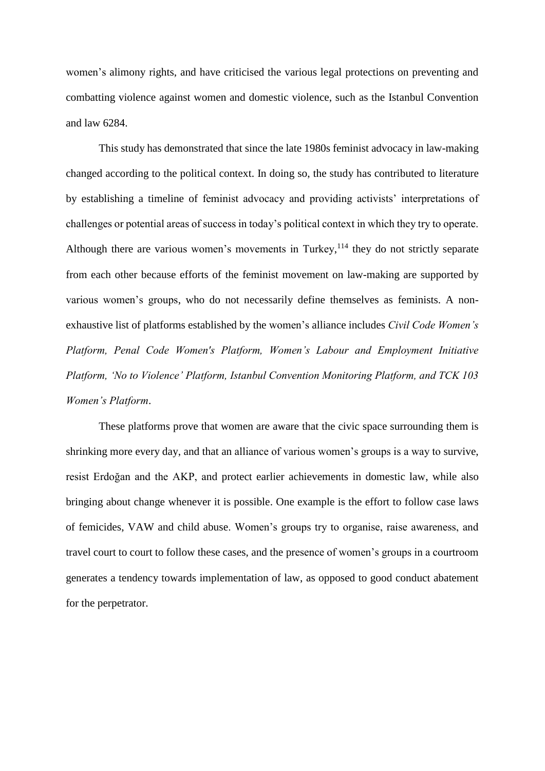women's alimony rights, and have criticised the various legal protections on preventing and combatting violence against women and domestic violence, such as the Istanbul Convention and law 6284.

This study has demonstrated that since the late 1980s feminist advocacy in law-making changed according to the political context. In doing so, the study has contributed to literature by establishing a timeline of feminist advocacy and providing activists' interpretations of challenges or potential areas of success in today's political context in which they try to operate. Although there are various women's movements in Turkey,[114] they do not strictly separate from each other because efforts of the feminist movement on law-making are supported by various women's groups, who do not necessarily define themselves as feminists. A non-exhaustive list of platforms established by the women's alliance includes *Civil Code Women's Platform, Penal Code Women's Platform, Women's Labour and Employment Initiative Platform, 'No to Violence' Platform, Istanbul Convention Monitoring Platform, and TCK 103 Women's Platform*.

These platforms prove that women are aware that the civic space surrounding them is shrinking more every day, and that an alliance of various women's groups is a way to survive, resist Erdoğan and the AKP, and protect earlier achievements in domestic law, while also bringing about change whenever it is possible. One example is the effort to follow case laws of femicides, VAW and child abuse. Women's groups try to organise, raise awareness, and travel court to court to follow these cases, and the presence of women's groups in a courtroom generates a tendency towards implementation of law, as opposed to good conduct abatement for the perpetrator.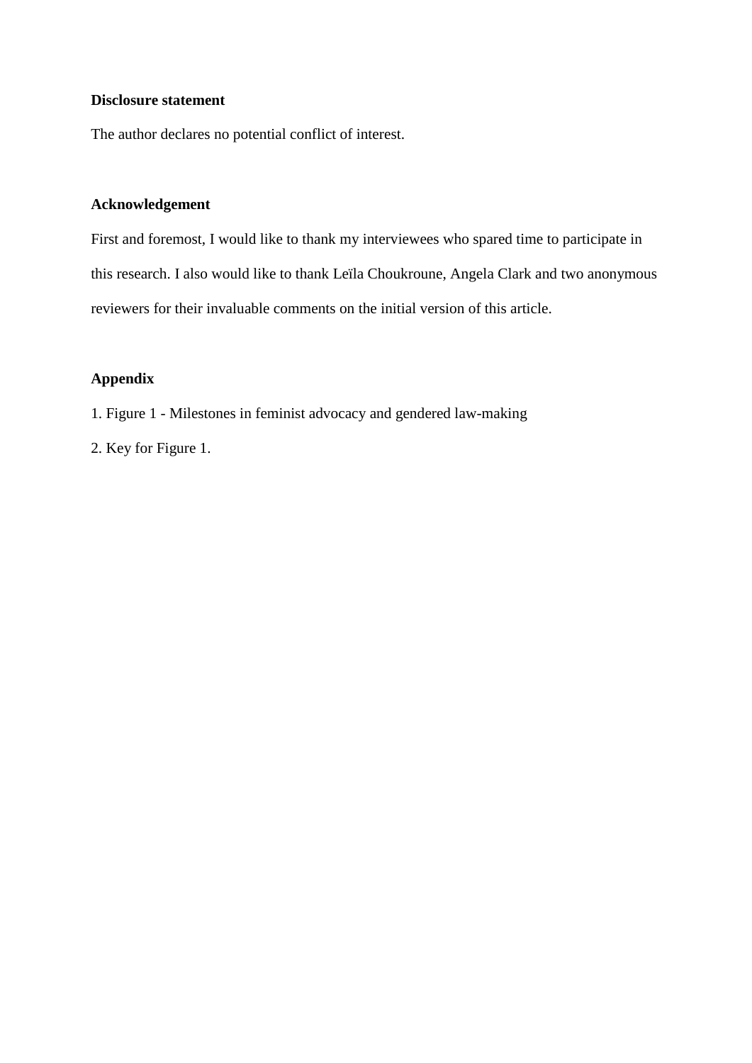**Disclosure statement**

The author declares no potential conflict of interest.

**Acknowledgement**

First and foremost, I would like to thank my interviewees who spared time to participate in this research. I also would like to thank Leïla Choukroune, Angela Clark and two anonymous reviewers for their invaluable comments on the initial version of this article.

**Appendix**

1. Figure 1 - Milestones in feminist advocacy and gendered law-making
2. Key for Figure 1.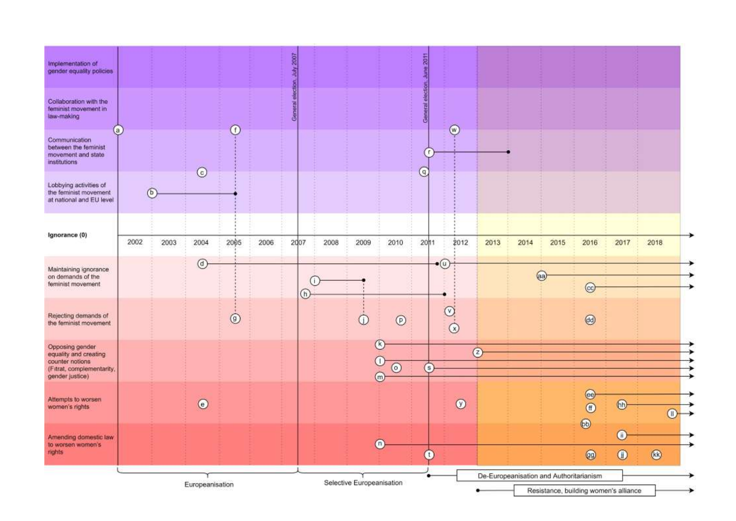Implementation of gender equality policies

Collaboration with the feminist movement in law-making

Communication between the feminist movement and state institutions

Lobbying activities of the feminist movement at national and EU level

Ignorance (0)

2002 2003 2004 2005 2006 2007 2008 2009 2010 2011 2012 2013 2014 2015 2016 2017 2018

General election, July 2007

General election, June 2011

Maintaining ignorance on demands of the feminist movement

Rejecting demands of the feminist movement

Opposing gender equality and creating counter notions (Fitrat, complementarity, gender justice)

Attempts to worsen women's rights

Amending domestic law to worsen women's rights

a b c d e f g h i j k l m n o p q r s t u v w x y z aa bb cc dd ee ff gg hh ii jj kk ll

Europeanisation

Selective Europeanisation

De-Europeanisation and Authoritarianism

Resistance, building women's alliance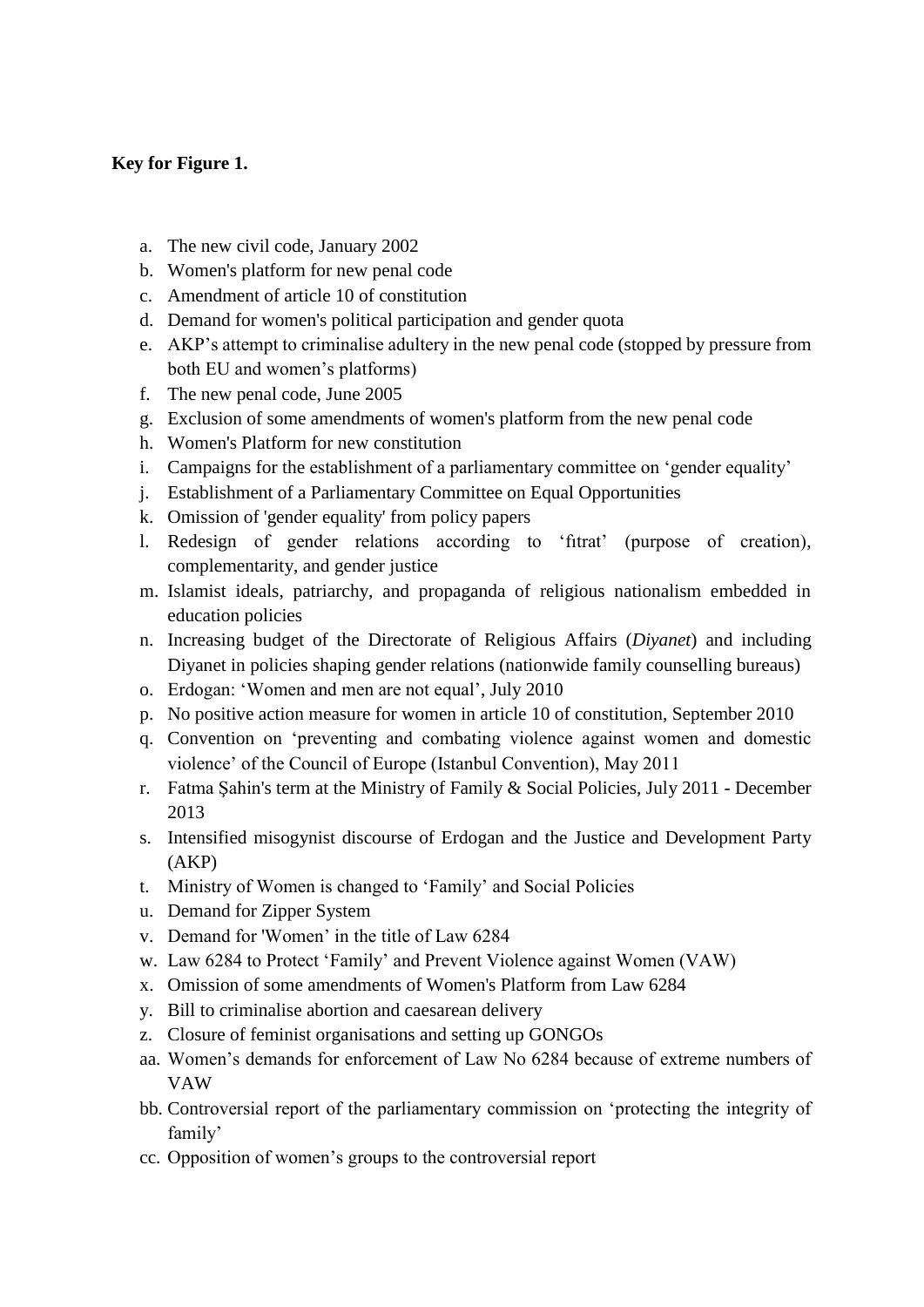**Key for Figure 1.**

a. The new civil code, January 2002
b. Women's platform for new penal code
c. Amendment of article 10 of constitution
d. Demand for women's political participation and gender quota
e. AKP's attempt to criminalise adultery in the new penal code (stopped by pressure from both EU and women's platforms)
f. The new penal code, June 2005
g. Exclusion of some amendments of women's platform from the new penal code
h. Women's Platform for new constitution
i. Campaigns for the establishment of a parliamentary committee on 'gender equality'
j. Establishment of a Parliamentary Committee on Equal Opportunities
k. Omission of 'gender equality' from policy papers
l. Redesign of gender relations according to 'fıtrat' (purpose of creation), complementarity, and gender justice
m. Islamist ideals, patriarchy, and propaganda of religious nationalism embedded in education policies
n. Increasing budget of the Directorate of Religious Affairs (*Diyanet*) and including Diyanet in policies shaping gender relations (nationwide family counselling bureaus)
o. Erdogan: 'Women and men are not equal', July 2010
p. No positive action measure for women in article 10 of constitution, September 2010
q. Convention on 'preventing and combating violence against women and domestic violence' of the Council of Europe (Istanbul Convention), May 2011
r. Fatma Şahin's term at the Ministry of Family & Social Policies, July 2011 - December 2013
s. Intensified misogynist discourse of Erdogan and the Justice and Development Party (AKP)
t. Ministry of Women is changed to 'Family' and Social Policies
u. Demand for Zipper System
v. Demand for 'Women' in the title of Law 6284
w. Law 6284 to Protect 'Family' and Prevent Violence against Women (VAW)
x. Omission of some amendments of Women's Platform from Law 6284
y. Bill to criminalise abortion and caesarean delivery
z. Closure of feminist organisations and setting up GONGOs
aa. Women's demands for enforcement of Law No 6284 because of extreme numbers of VAW
bb. Controversial report of the parliamentary commission on 'protecting the integrity of family'
cc. Opposition of women's groups to the controversial report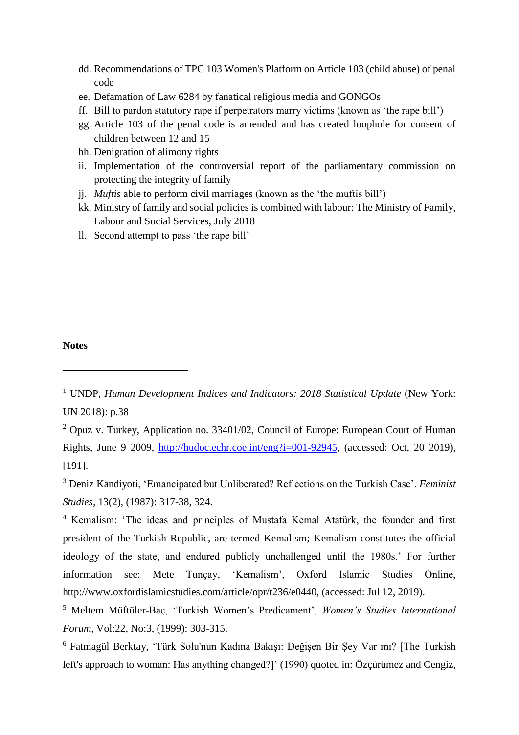dd. Recommendations of TPC 103 Women's Platform on Article 103 (child abuse) of penal code
ee. Defamation of Law 6284 by fanatical religious media and GONGOs
ff. Bill to pardon statutory rape if perpetrators marry victims (known as 'the rape bill')
gg. Article 103 of the penal code is amended and has created loophole for consent of children between 12 and 15
hh. Denigration of alimony rights
ii. Implementation of the controversial report of the parliamentary commission on protecting the integrity of family
jj. *Muftis* able to perform civil marriages (known as the 'the muftis bill')
kk. Ministry of family and social policies is combined with labour: The Ministry of Family, Labour and Social Services, July 2018
ll. Second attempt to pass 'the rape bill'

**Notes**

---

[1] UNDP, *Human Development Indices and Indicators: 2018 Statistical Update* (New York: UN 2018): p.38

[2] Opuz v. Turkey, Application no. 33401/02, Council of Europe: European Court of Human Rights, June 9 2009, http://hudoc.echr.coe.int/eng?i=001-92945, (accessed: Oct, 20 2019), [191].

[3] Deniz Kandiyoti, 'Emancipated but Unliberated? Reflections on the Turkish Case'. *Feminist Studies*, 13(2), (1987): 317-38, 324.

[4] Kemalism: 'The ideas and principles of Mustafa Kemal Atatürk, the founder and first president of the Turkish Republic, are termed Kemalism; Kemalism constitutes the official ideology of the state, and endured publicly unchallenged until the 1980s.' For further information see: Mete Tunçay, 'Kemalism', Oxford Islamic Studies Online, http://www.oxfordislamicstudies.com/article/opr/t236/e0440, (accessed: Jul 12, 2019).

[5] Meltem Müftüler-Baç, 'Turkish Women's Predicament', *Women's Studies International Forum*, Vol:22, No:3, (1999): 303-315.

[6] Fatmagül Berktay, 'Türk Solu'nun Kadına Bakışı: Değişen Bir Şey Var mı? [The Turkish left's approach to woman: Has anything changed?]' (1990) quoted in: Özçürümez and Cengiz,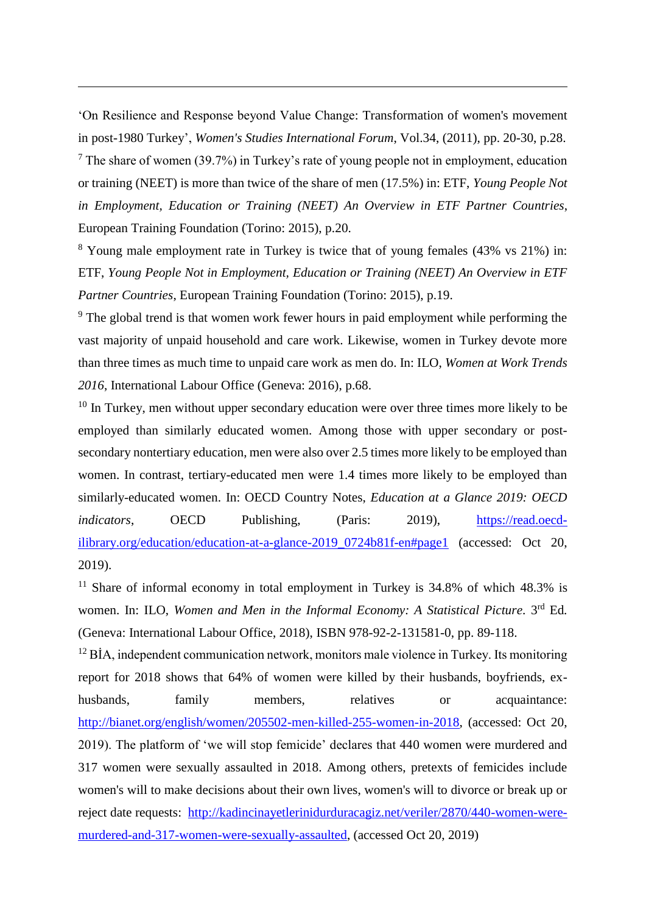'On Resilience and Response beyond Value Change: Transformation of women's movement in post-1980 Turkey', *Women's Studies International Forum*, Vol.34, (2011), pp. 20-30, p.28.

[7] The share of women (39.7%) in Turkey's rate of young people not in employment, education or training (NEET) is more than twice of the share of men (17.5%) in: ETF, *Young People Not in Employment, Education or Training (NEET) An Overview in ETF Partner Countries*, European Training Foundation (Torino: 2015), p.20.

[8] Young male employment rate in Turkey is twice that of young females (43% vs 21%) in: ETF, *Young People Not in Employment, Education or Training (NEET) An Overview in ETF Partner Countries*, European Training Foundation (Torino: 2015), p.19.

[9] The global trend is that women work fewer hours in paid employment while performing the vast majority of unpaid household and care work. Likewise, women in Turkey devote more than three times as much time to unpaid care work as men do. In: ILO, *Women at Work Trends 2016*, International Labour Office (Geneva: 2016), p.68.

[10] In Turkey, men without upper secondary education were over three times more likely to be employed than similarly educated women. Among those with upper secondary or post-secondary nontertiary education, men were also over 2.5 times more likely to be employed than women. In contrast, tertiary-educated men were 1.4 times more likely to be employed than similarly-educated women. In: OECD Country Notes, *Education at a Glance 2019: OECD indicators*, OECD Publishing, (Paris: 2019), https://read.oecd-ilibrary.org/education/education-at-a-glance-2019_0724b81f-en#page1 (accessed: Oct 20, 2019).

[11] Share of informal economy in total employment in Turkey is 34.8% of which 48.3% is women. In: ILO, *Women and Men in the Informal Economy: A Statistical Picture*. 3rd Ed. (Geneva: International Labour Office, 2018), ISBN 978-92-2-131581-0, pp. 89-118.

[12] BİA, independent communication network, monitors male violence in Turkey. Its monitoring report for 2018 shows that 64% of women were killed by their husbands, boyfriends, ex-husbands, family members, relatives or acquaintance: http://bianet.org/english/women/205502-men-killed-255-women-in-2018, (accessed: Oct 20, 2019). The platform of 'we will stop femicide' declares that 440 women were murdered and 317 women were sexually assaulted in 2018. Among others, pretexts of femicides include women's will to make decisions about their own lives, women's will to divorce or break up or reject date requests: http://kadincinayetlerinidurduracagiz.net/veriler/2870/440-women-were-murdered-and-317-women-were-sexually-assaulted, (accessed Oct 20, 2019)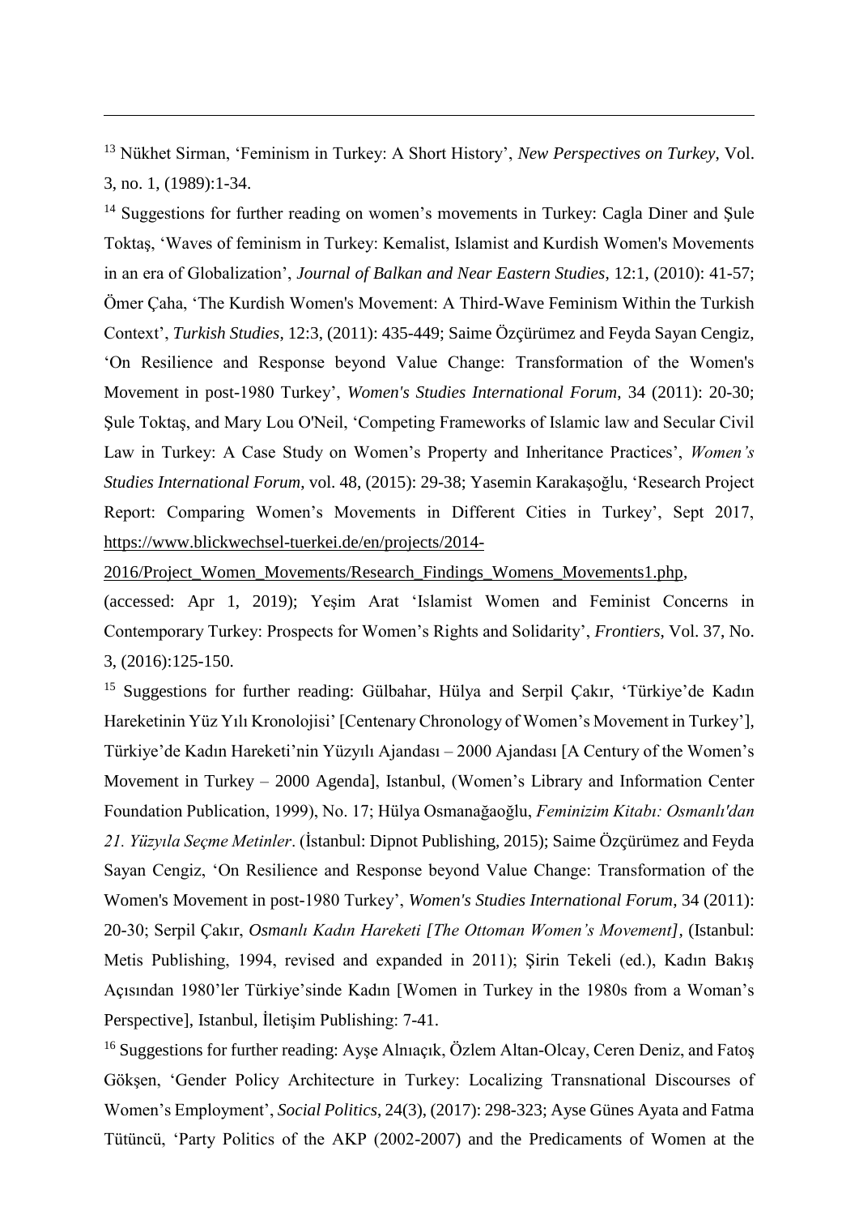[13] Nükhet Sirman, 'Feminism in Turkey: A Short History', *New Perspectives on Turkey*, Vol. 3, no. 1, (1989):1-34.

[14] Suggestions for further reading on women's movements in Turkey: Cagla Diner and Şule Toktaş, 'Waves of feminism in Turkey: Kemalist, Islamist and Kurdish Women's Movements in an era of Globalization', *Journal of Balkan and Near Eastern Studies*, 12:1, (2010): 41-57; Ömer Çaha, 'The Kurdish Women's Movement: A Third-Wave Feminism Within the Turkish Context', *Turkish Studies*, 12:3, (2011): 435-449; Saime Özçürümez and Feyda Sayan Cengiz, 'On Resilience and Response beyond Value Change: Transformation of the Women's Movement in post-1980 Turkey', *Women's Studies International Forum*, 34 (2011): 20-30; Şule Toktaş, and Mary Lou O'Neil, 'Competing Frameworks of Islamic law and Secular Civil Law in Turkey: A Case Study on Women's Property and Inheritance Practices', *Women's Studies International Forum*, vol. 48, (2015): 29-38; Yasemin Karakaşoğlu, 'Research Project Report: Comparing Women's Movements in Different Cities in Turkey', Sept 2017, https://www.blickwechsel-tuerkei.de/en/projects/2014-2016/Project_Women_Movements/Research_Findings_Womens_Movements1.php, (accessed: Apr 1, 2019); Yeşim Arat 'Islamist Women and Feminist Concerns in Contemporary Turkey: Prospects for Women's Rights and Solidarity', *Frontiers*, Vol. 37, No. 3, (2016):125-150.

[15] Suggestions for further reading: Gülbahar, Hülya and Serpil Çakır, 'Türkiye'de Kadın Hareketinin Yüz Yılı Kronolojisi' [Centenary Chronology of Women's Movement in Turkey'], Türkiye'de Kadın Hareketi'nin Yüzyılı Ajandası – 2000 Ajandası [A Century of the Women's Movement in Turkey – 2000 Agenda], Istanbul, (Women's Library and Information Center Foundation Publication, 1999), No. 17; Hülya Osmanağaoğlu, *Feminizim Kitabı: Osmanlı'dan 21. Yüzyıla Seçme Metinler*. (İstanbul: Dipnot Publishing, 2015); Saime Özçürümez and Feyda Sayan Cengiz, 'On Resilience and Response beyond Value Change: Transformation of the Women's Movement in post-1980 Turkey', *Women's Studies International Forum*, 34 (2011): 20-30; Serpil Çakır, *Osmanlı Kadın Hareketi [The Ottoman Women's Movement]*, (Istanbul: Metis Publishing, 1994, revised and expanded in 2011); Şirin Tekeli (ed.), Kadın Bakış Açısından 1980'ler Türkiye'sinde Kadın [Women in Turkey in the 1980s from a Woman's Perspective], Istanbul, İletişim Publishing: 7-41.

[16] Suggestions for further reading: Ayşe Alnıaçık, Özlem Altan-Olcay, Ceren Deniz, and Fatoş Gökşen, 'Gender Policy Architecture in Turkey: Localizing Transnational Discourses of Women's Employment', *Social Politics*, 24(3), (2017): 298-323; Ayse Günes Ayata and Fatma Tütüncü, 'Party Politics of the AKP (2002-2007) and the Predicaments of Women at the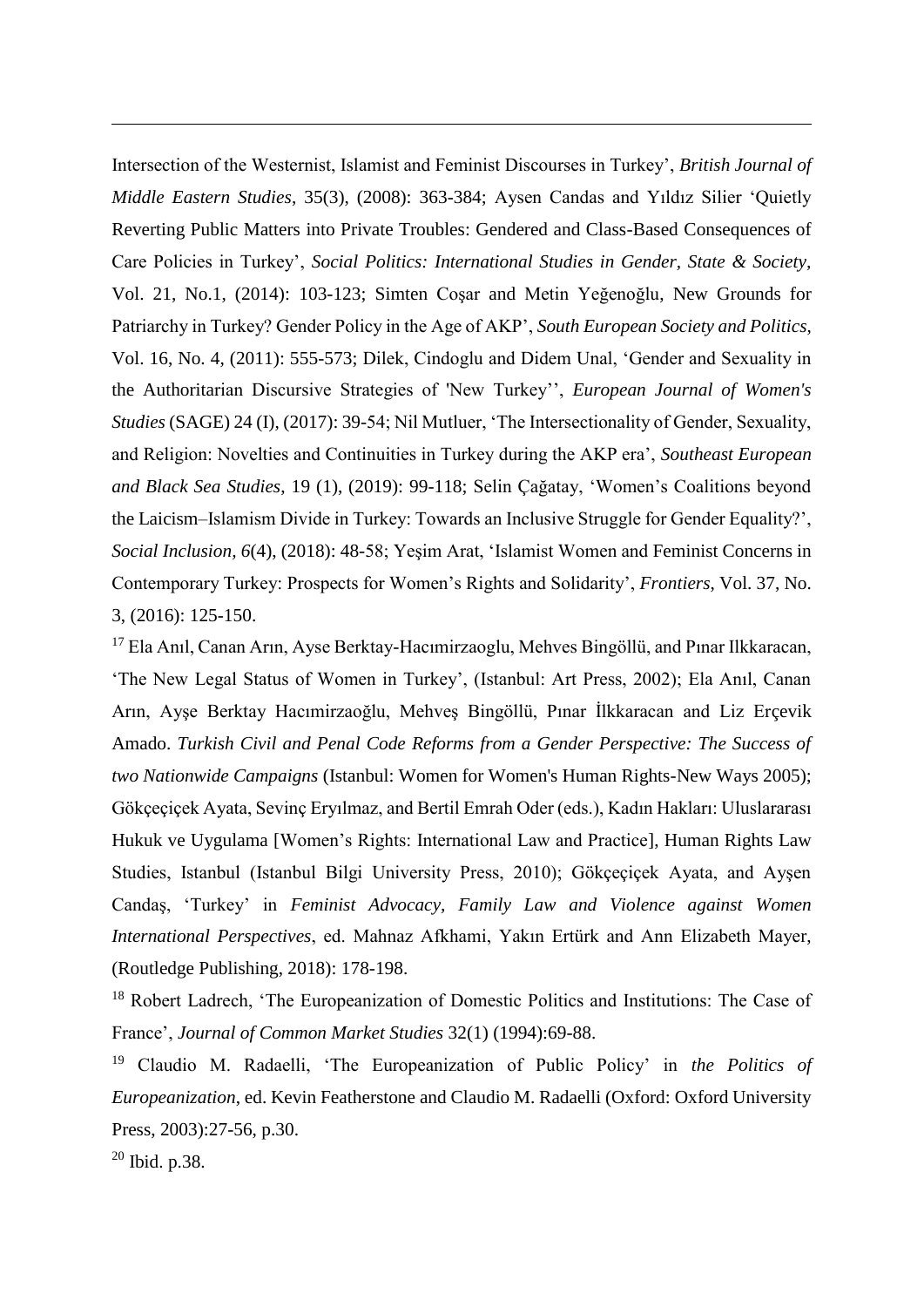Intersection of the Westernist, Islamist and Feminist Discourses in Turkey', *British Journal of Middle Eastern Studies*, 35(3), (2008): 363-384; Aysen Candas and Yıldız Silier 'Quietly Reverting Public Matters into Private Troubles: Gendered and Class-Based Consequences of Care Policies in Turkey', *Social Politics: International Studies in Gender, State & Society*, Vol. 21, No.1, (2014): 103-123; Simten Coşar and Metin Yeğenoğlu, New Grounds for Patriarchy in Turkey? Gender Policy in the Age of AKP', *South European Society and Politics*, Vol. 16, No. 4, (2011): 555-573; Dilek, Cindoglu and Didem Unal, 'Gender and Sexuality in the Authoritarian Discursive Strategies of 'New Turkey'', *European Journal of Women's Studies* (SAGE) 24 (I), (2017): 39-54; Nil Mutluer, 'The Intersectionality of Gender, Sexuality, and Religion: Novelties and Continuities in Turkey during the AKP era', *Southeast European and Black Sea Studies*, 19 (1), (2019): 99-118; Selin Çağatay, 'Women's Coalitions beyond the Laicism–Islamism Divide in Turkey: Towards an Inclusive Struggle for Gender Equality?', *Social Inclusion, 6*(4), (2018): 48-58; Yeşim Arat, 'Islamist Women and Feminist Concerns in Contemporary Turkey: Prospects for Women's Rights and Solidarity', *Frontiers*, Vol. 37, No. 3, (2016): 125-150.

[17] Ela Anıl, Canan Arın, Ayse Berktay-Hacımirzaoglu, Mehves Bingöllü, and Pınar Ilkkaracan, 'The New Legal Status of Women in Turkey', (Istanbul: Art Press, 2002); Ela Anıl, Canan Arın, Ayşe Berktay Hacımirzaoğlu, Mehveş Bingöllü, Pınar İlkkaracan and Liz Erçevik Amado. *Turkish Civil and Penal Code Reforms from a Gender Perspective: The Success of two Nationwide Campaigns* (Istanbul: Women for Women's Human Rights-New Ways 2005); Gökçeçiçek Ayata, Sevinç Eryılmaz, and Bertil Emrah Oder (eds.), Kadın Hakları: Uluslararası Hukuk ve Uygulama [Women's Rights: International Law and Practice], Human Rights Law Studies, Istanbul (Istanbul Bilgi University Press, 2010); Gökçeçiçek Ayata, and Ayşen Candaş, 'Turkey' in *Feminist Advocacy, Family Law and Violence against Women International Perspectives*, ed. Mahnaz Afkhami, Yakın Ertürk and Ann Elizabeth Mayer, (Routledge Publishing, 2018): 178-198.

[18] Robert Ladrech, 'The Europeanization of Domestic Politics and Institutions: The Case of France', *Journal of Common Market Studies* 32(1) (1994):69-88.

[19] Claudio M. Radaelli, 'The Europeanization of Public Policy' in *the Politics of Europeanization*, ed. Kevin Featherstone and Claudio M. Radaelli (Oxford: Oxford University Press, 2003):27-56, p.30.

[20] Ibid. p.38.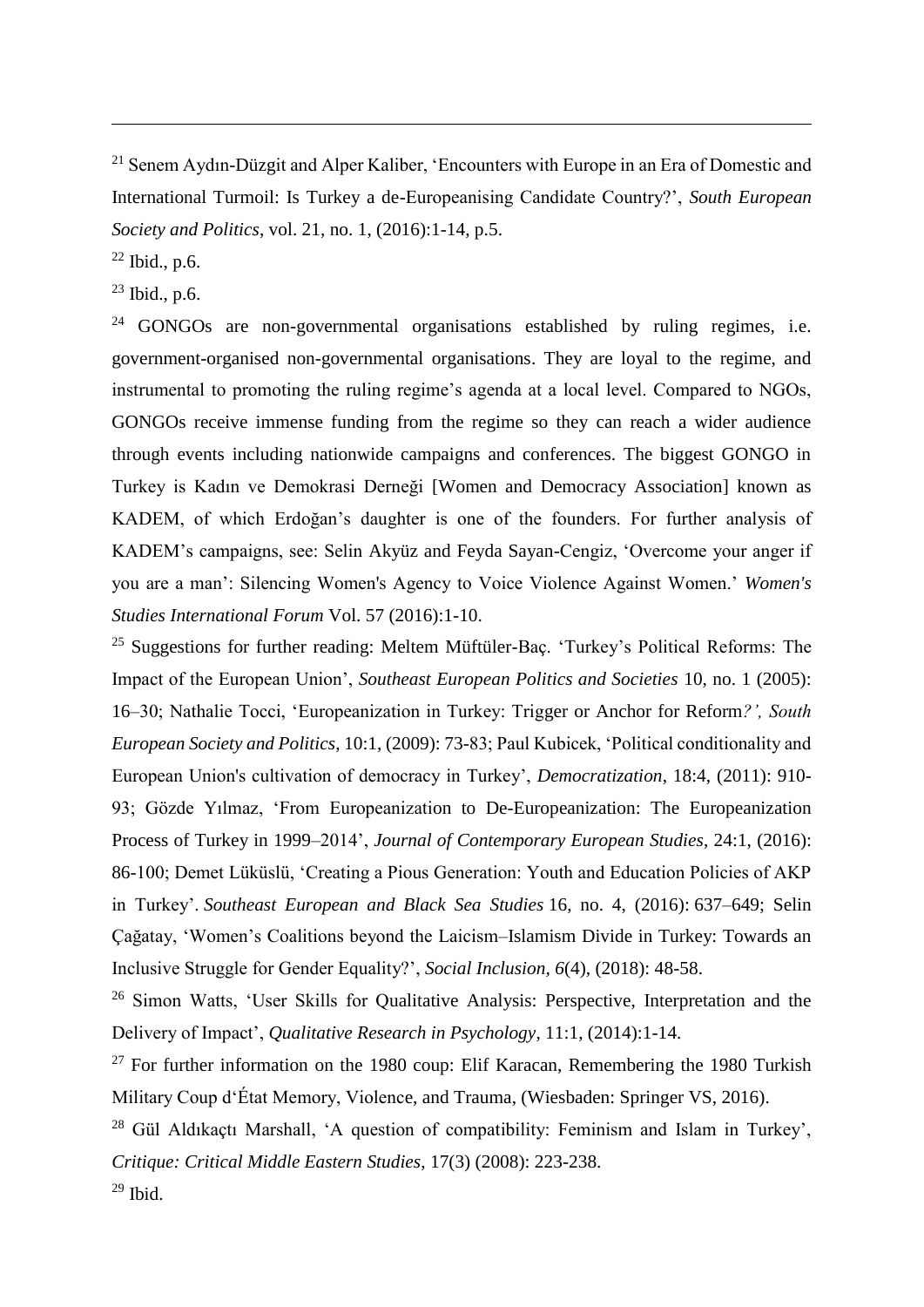[21] Senem Aydın-Düzgit and Alper Kaliber, 'Encounters with Europe in an Era of Domestic and International Turmoil: Is Turkey a de-Europeanising Candidate Country?', *South European Society and Politics*, vol. 21, no. 1, (2016):1-14, p.5.

[22] Ibid., p.6.

[23] Ibid., p.6.

[24] GONGOs are non-governmental organisations established by ruling regimes, i.e. government-organised non-governmental organisations. They are loyal to the regime, and instrumental to promoting the ruling regime's agenda at a local level. Compared to NGOs, GONGOs receive immense funding from the regime so they can reach a wider audience through events including nationwide campaigns and conferences. The biggest GONGO in Turkey is Kadın ve Demokrasi Derneği [Women and Democracy Association] known as KADEM, of which Erdoğan's daughter is one of the founders. For further analysis of KADEM's campaigns, see: Selin Akyüz and Feyda Sayan-Cengiz, 'Overcome your anger if you are a man': Silencing Women's Agency to Voice Violence Against Women.' *Women's Studies International Forum* Vol. 57 (2016):1-10.

[25] Suggestions for further reading: Meltem Müftüler-Baç. 'Turkey's Political Reforms: The Impact of the European Union', *Southeast European Politics and Societies* 10, no. 1 (2005): 16–30; Nathalie Tocci, 'Europeanization in Turkey: Trigger or Anchor for Reform*?', South European Society and Politics*, 10:1, (2009): 73-83; Paul Kubicek, 'Political conditionality and European Union's cultivation of democracy in Turkey', *Democratization*, 18:4, (2011): 910-93; Gözde Yılmaz, 'From Europeanization to De-Europeanization: The Europeanization Process of Turkey in 1999–2014', *Journal of Contemporary European Studies*, 24:1, (2016): 86-100; Demet Lüküslü, 'Creating a Pious Generation: Youth and Education Policies of AKP in Turkey'. *Southeast European and Black Sea Studies* 16, no. 4, (2016): 637–649; Selin Çağatay, 'Women's Coalitions beyond the Laicism–Islamism Divide in Turkey: Towards an Inclusive Struggle for Gender Equality?', *Social Inclusion, 6*(4), (2018): 48-58.

[26] Simon Watts, 'User Skills for Qualitative Analysis: Perspective, Interpretation and the Delivery of Impact', *Qualitative Research in Psychology*, 11:1, (2014):1-14.

[27] For further information on the 1980 coup: Elif Karacan, Remembering the 1980 Turkish Military Coup d'État Memory, Violence, and Trauma, (Wiesbaden: Springer VS, 2016).

[28] Gül Aldıkaçtı Marshall, 'A question of compatibility: Feminism and Islam in Turkey', *Critique: Critical Middle Eastern Studies,* 17(3) (2008): 223-238.

[29] Ibid.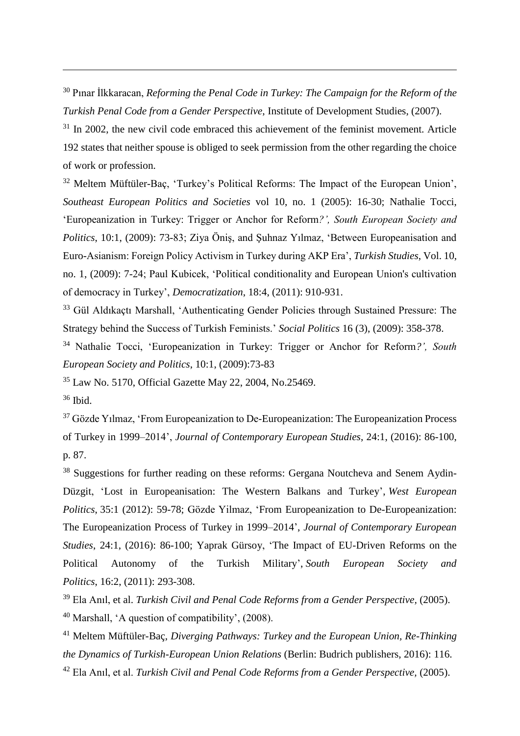[30] Pınar İlkkaracan, *Reforming the Penal Code in Turkey: The Campaign for the Reform of the Turkish Penal Code from a Gender Perspective*, Institute of Development Studies, (2007).

[31] In 2002, the new civil code embraced this achievement of the feminist movement. Article 192 states that neither spouse is obliged to seek permission from the other regarding the choice of work or profession.

[32] Meltem Müftüler-Baç, 'Turkey's Political Reforms: The Impact of the European Union', *Southeast European Politics and Societies* vol 10, no. 1 (2005): 16-30; Nathalie Tocci, 'Europeanization in Turkey: Trigger or Anchor for Reform*?', South European Society and Politics*, 10:1, (2009): 73-83; Ziya Öniş, and Şuhnaz Yılmaz, 'Between Europeanisation and Euro-Asianism: Foreign Policy Activism in Turkey during AKP Era', *Turkish Studies*, Vol. 10, no. 1, (2009): 7-24; Paul Kubicek, 'Political conditionality and European Union's cultivation of democracy in Turkey', *Democratization*, 18:4, (2011): 910-931.

[33] Gül Aldıkaçtı Marshall, 'Authenticating Gender Policies through Sustained Pressure: The Strategy behind the Success of Turkish Feminists.' *Social Politics* 16 (3), (2009): 358-378.

[34] Nathalie Tocci, 'Europeanization in Turkey: Trigger or Anchor for Reform*?', South European Society and Politics*, 10:1, (2009):73-83

[35] Law No. 5170, Official Gazette May 22, 2004, No.25469.

[36] Ibid.

[37] Gözde Yılmaz, 'From Europeanization to De-Europeanization: The Europeanization Process of Turkey in 1999–2014', *Journal of Contemporary European Studies*, 24:1, (2016): 86-100, p. 87.

[38] Suggestions for further reading on these reforms: Gergana Noutcheva and Senem Aydin-Düzgit, 'Lost in Europeanisation: The Western Balkans and Turkey', *West European Politics*, 35:1 (2012): 59-78; Gözde Yilmaz, 'From Europeanization to De-Europeanization: The Europeanization Process of Turkey in 1999–2014', *Journal of Contemporary European Studies*, 24:1, (2016): 86-100; Yaprak Gürsoy, 'The Impact of EU-Driven Reforms on the Political Autonomy of the Turkish Military', *South European Society and Politics*, 16:2, (2011): 293-308.

[39] Ela Anıl, et al. *Turkish Civil and Penal Code Reforms from a Gender Perspective*, (2005).

[40] Marshall, 'A question of compatibility', (2008).

[41] Meltem Müftüler-Baç, *Diverging Pathways: Turkey and the European Union, Re-Thinking the Dynamics of Turkish-European Union Relations* (Berlin: Budrich publishers, 2016): 116.

[42] Ela Anıl, et al. *Turkish Civil and Penal Code Reforms from a Gender Perspective,* (2005).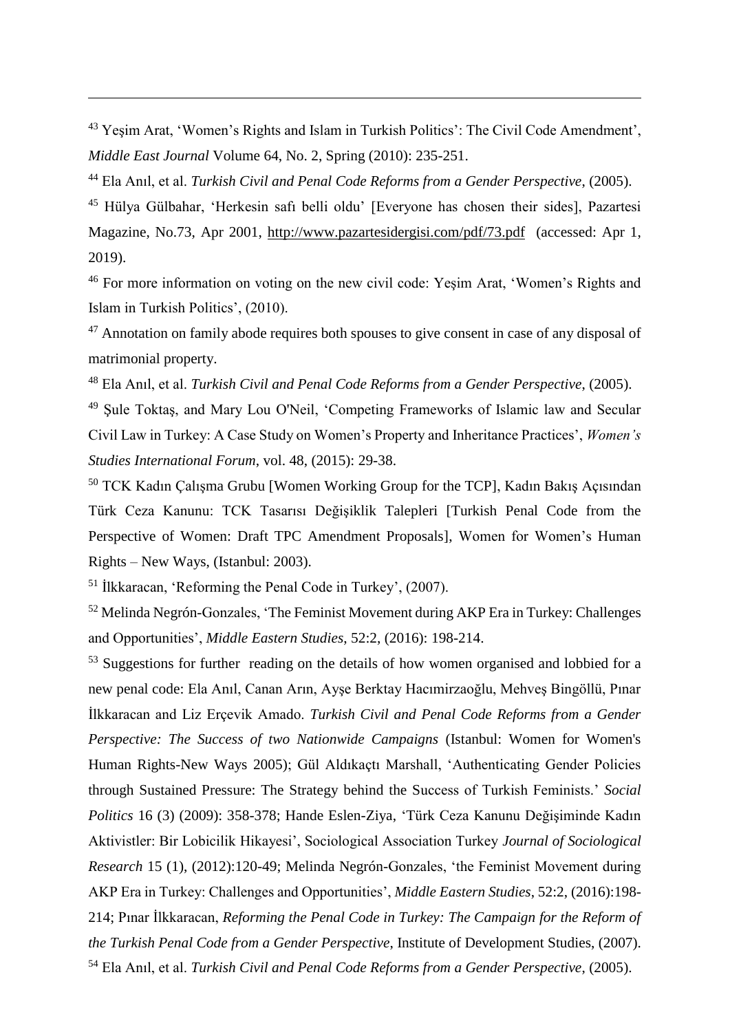[43] Yeşim Arat, 'Women's Rights and Islam in Turkish Politics': The Civil Code Amendment', *Middle East Journal* Volume 64, No. 2, Spring (2010): 235-251.

[44] Ela Anıl, et al. *Turkish Civil and Penal Code Reforms from a Gender Perspective*, (2005).

[45] Hülya Gülbahar, 'Herkesin safı belli oldu' [Everyone has chosen their sides], Pazartesi Magazine, No.73, Apr 2001, http://www.pazartesidergisi.com/pdf/73.pdf (accessed: Apr 1, 2019).

[46] For more information on voting on the new civil code: Yeşim Arat, 'Women's Rights and Islam in Turkish Politics', (2010).

[47] Annotation on family abode requires both spouses to give consent in case of any disposal of matrimonial property.

[48] Ela Anıl, et al. *Turkish Civil and Penal Code Reforms from a Gender Perspective*, (2005).

[49] Şule Toktaş, and Mary Lou O'Neil, 'Competing Frameworks of Islamic law and Secular Civil Law in Turkey: A Case Study on Women's Property and Inheritance Practices', *Women's Studies International Forum*, vol. 48, (2015): 29-38.

[50] TCK Kadın Çalışma Grubu [Women Working Group for the TCP], Kadın Bakış Açısından Türk Ceza Kanunu: TCK Tasarısı Değişiklik Talepleri [Turkish Penal Code from the Perspective of Women: Draft TPC Amendment Proposals], Women for Women's Human Rights – New Ways, (Istanbul: 2003).

[51] İlkkaracan, 'Reforming the Penal Code in Turkey', (2007).

[52] Melinda Negrón-Gonzales, 'The Feminist Movement during AKP Era in Turkey: Challenges and Opportunities', *Middle Eastern Studies*, 52:2, (2016): 198-214.

[53] Suggestions for further reading on the details of how women organised and lobbied for a new penal code: Ela Anıl, Canan Arın, Ayşe Berktay Hacımirzaoğlu, Mehveş Bingöllü, Pınar İlkkaracan and Liz Erçevik Amado. *Turkish Civil and Penal Code Reforms from a Gender Perspective: The Success of two Nationwide Campaigns* (Istanbul: Women for Women's Human Rights-New Ways 2005); Gül Aldıkaçtı Marshall, 'Authenticating Gender Policies through Sustained Pressure: The Strategy behind the Success of Turkish Feminists.' *Social Politics* 16 (3) (2009): 358-378; Hande Eslen-Ziya, 'Türk Ceza Kanunu Değişiminde Kadın Aktivistler: Bir Lobicilik Hikayesi', Sociological Association Turkey *Journal of Sociological Research* 15 (1), (2012):120-49; Melinda Negrón-Gonzales, 'the Feminist Movement during AKP Era in Turkey: Challenges and Opportunities', *Middle Eastern Studies*, 52:2, (2016):198-214; Pınar İlkkaracan, *Reforming the Penal Code in Turkey: The Campaign for the Reform of the Turkish Penal Code from a Gender Perspective*, Institute of Development Studies, (2007).

[54] Ela Anıl, et al. *Turkish Civil and Penal Code Reforms from a Gender Perspective*, (2005).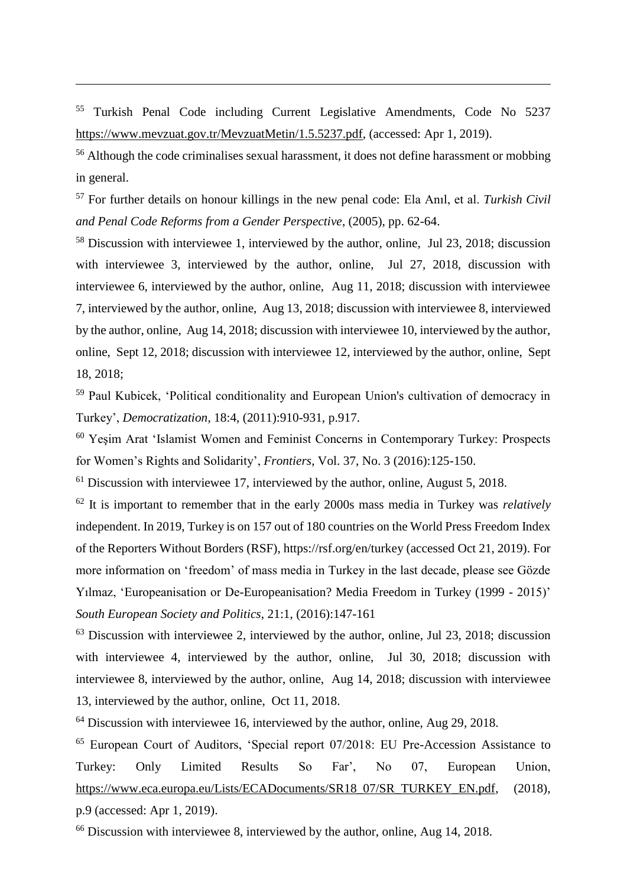[55] Turkish Penal Code including Current Legislative Amendments, Code No 5237 https://www.mevzuat.gov.tr/MevzuatMetin/1.5.5237.pdf, (accessed: Apr 1, 2019).

[56] Although the code criminalises sexual harassment, it does not define harassment or mobbing in general.

[57] For further details on honour killings in the new penal code: Ela Anıl, et al. *Turkish Civil and Penal Code Reforms from a Gender Perspective*, (2005), pp. 62-64.

[58] Discussion with interviewee 1, interviewed by the author, online, Jul 23, 2018; discussion with interviewee 3, interviewed by the author, online, Jul 27, 2018, discussion with interviewee 6, interviewed by the author, online, Aug 11, 2018; discussion with interviewee 7, interviewed by the author, online, Aug 13, 2018; discussion with interviewee 8, interviewed by the author, online, Aug 14, 2018; discussion with interviewee 10, interviewed by the author, online, Sept 12, 2018; discussion with interviewee 12, interviewed by the author, online, Sept 18, 2018;

[59] Paul Kubicek, 'Political conditionality and European Union's cultivation of democracy in Turkey', *Democratization*, 18:4, (2011):910-931, p.917.

[60] Yeşim Arat 'Islamist Women and Feminist Concerns in Contemporary Turkey: Prospects for Women's Rights and Solidarity', *Frontiers*, Vol. 37, No. 3 (2016):125-150.

[61] Discussion with interviewee 17, interviewed by the author, online, August 5, 2018.

[62] It is important to remember that in the early 2000s mass media in Turkey was *relatively* independent. In 2019, Turkey is on 157 out of 180 countries on the World Press Freedom Index of the Reporters Without Borders (RSF), https://rsf.org/en/turkey (accessed Oct 21, 2019). For more information on 'freedom' of mass media in Turkey in the last decade, please see Gözde Yılmaz, 'Europeanisation or De-Europeanisation? Media Freedom in Turkey (1999 - 2015)' *South European Society and Politics*, 21:1, (2016):147-161

[63] Discussion with interviewee 2, interviewed by the author, online, Jul 23, 2018; discussion with interviewee 4, interviewed by the author, online, Jul 30, 2018; discussion with interviewee 8, interviewed by the author, online, Aug 14, 2018; discussion with interviewee 13, interviewed by the author, online, Oct 11, 2018.

[64] Discussion with interviewee 16, interviewed by the author, online, Aug 29, 2018.

[65] European Court of Auditors, 'Special report 07/2018: EU Pre-Accession Assistance to Turkey: Only Limited Results So Far', No 07, European Union, https://www.eca.europa.eu/Lists/ECADocuments/SR18_07/SR_TURKEY_EN.pdf, (2018), p.9 (accessed: Apr 1, 2019).

[66] Discussion with interviewee 8, interviewed by the author, online, Aug 14, 2018.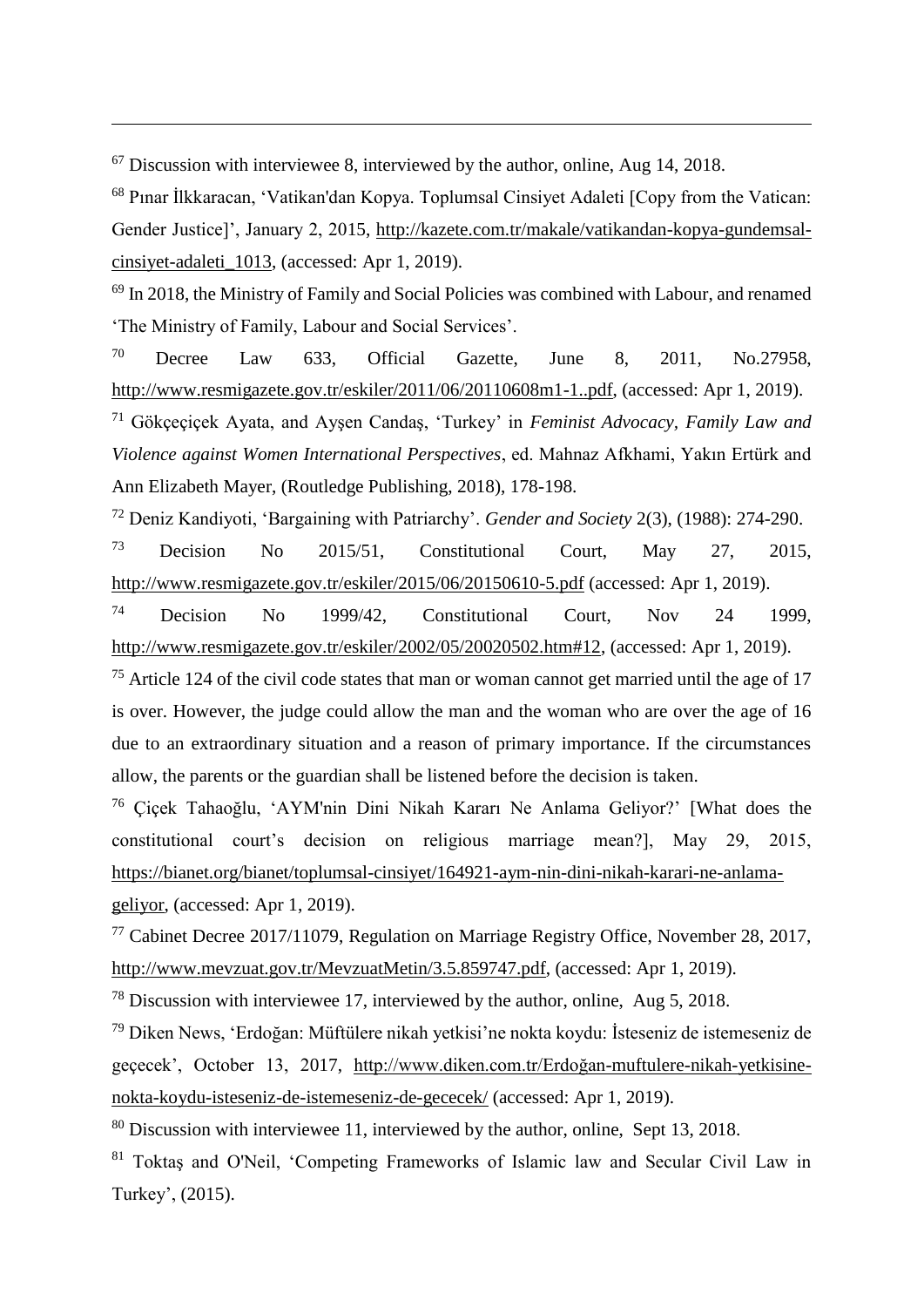[67] Discussion with interviewee 8, interviewed by the author, online, Aug 14, 2018.

[68] Pınar İlkkaracan, 'Vatikan'dan Kopya. Toplumsal Cinsiyet Adaleti [Copy from the Vatican: Gender Justice]', January 2, 2015, http://kazete.com.tr/makale/vatikandan-kopya-gundemsal-cinsiyet-adaleti_1013, (accessed: Apr 1, 2019).

[69] In 2018, the Ministry of Family and Social Policies was combined with Labour, and renamed 'The Ministry of Family, Labour and Social Services'.

[70] Decree Law 633, Official Gazette, June 8, 2011, No.27958, http://www.resmigazete.gov.tr/eskiler/2011/06/20110608m1-1..pdf, (accessed: Apr 1, 2019).

[71] Gökçeçiçek Ayata, and Ayşen Candaş, 'Turkey' in *Feminist Advocacy, Family Law and Violence against Women International Perspectives*, ed. Mahnaz Afkhami, Yakın Ertürk and Ann Elizabeth Mayer, (Routledge Publishing, 2018), 178-198.

[72] Deniz Kandiyoti, 'Bargaining with Patriarchy'. *Gender and Society* 2(3), (1988): 274-290.

[73] Decision No 2015/51, Constitutional Court, May 27, 2015, http://www.resmigazete.gov.tr/eskiler/2015/06/20150610-5.pdf (accessed: Apr 1, 2019).

[74] Decision No 1999/42, Constitutional Court, Nov 24 1999, http://www.resmigazete.gov.tr/eskiler/2002/05/20020502.htm#12, (accessed: Apr 1, 2019).

[75] Article 124 of the civil code states that man or woman cannot get married until the age of 17 is over. However, the judge could allow the man and the woman who are over the age of 16 due to an extraordinary situation and a reason of primary importance. If the circumstances allow, the parents or the guardian shall be listened before the decision is taken.

[76] Çiçek Tahaoğlu, 'AYM'nin Dini Nikah Kararı Ne Anlama Geliyor?' [What does the constitutional court's decision on religious marriage mean?], May 29, 2015, https://bianet.org/bianet/toplumsal-cinsiyet/164921-aym-nin-dini-nikah-karari-ne-anlama-geliyor, (accessed: Apr 1, 2019).

[77] Cabinet Decree 2017/11079, Regulation on Marriage Registry Office, November 28, 2017, http://www.mevzuat.gov.tr/MevzuatMetin/3.5.859747.pdf, (accessed: Apr 1, 2019).

[78] Discussion with interviewee 17, interviewed by the author, online, Aug 5, 2018.

[79] Diken News, 'Erdoğan: Müftülere nikah yetkisi'ne nokta koydu: İsteseniz de istemeseniz de geçecek', October 13, 2017, http://www.diken.com.tr/Erdoğan-muftulere-nikah-yetkisine-nokta-koydu-isteseniz-de-istemeseniz-de-gececek/ (accessed: Apr 1, 2019).

[80] Discussion with interviewee 11, interviewed by the author, online, Sept 13, 2018.

[81] Toktaş and O'Neil, 'Competing Frameworks of Islamic law and Secular Civil Law in Turkey', (2015).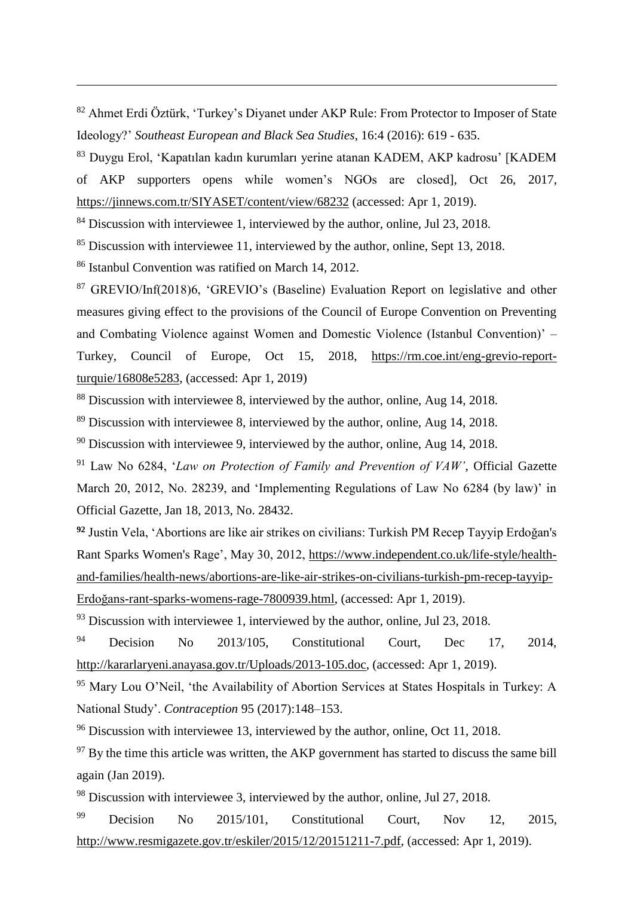[82] Ahmet Erdi Öztürk, 'Turkey's Diyanet under AKP Rule: From Protector to Imposer of State Ideology?' *Southeast European and Black Sea Studies*, 16:4 (2016): 619 - 635.

[83] Duygu Erol, 'Kapatılan kadın kurumları yerine atanan KADEM, AKP kadrosu' [KADEM of AKP supporters opens while women's NGOs are closed], Oct 26, 2017, https://jinnews.com.tr/SIYASET/content/view/68232 (accessed: Apr 1, 2019).

[84] Discussion with interviewee 1, interviewed by the author, online, Jul 23, 2018.

[85] Discussion with interviewee 11, interviewed by the author, online, Sept 13, 2018.

[86] Istanbul Convention was ratified on March 14, 2012.

[87] GREVIO/Inf(2018)6, 'GREVIO's (Baseline) Evaluation Report on legislative and other measures giving effect to the provisions of the Council of Europe Convention on Preventing and Combating Violence against Women and Domestic Violence (Istanbul Convention)' – Turkey, Council of Europe, Oct 15, 2018, https://rm.coe.int/eng-grevio-report-turquie/16808e5283, (accessed: Apr 1, 2019)

[88] Discussion with interviewee 8, interviewed by the author, online, Aug 14, 2018.

[89] Discussion with interviewee 8, interviewed by the author, online, Aug 14, 2018.

[90] Discussion with interviewee 9, interviewed by the author, online, Aug 14, 2018.

[91] Law No 6284, '*Law on Protection of Family and Prevention of VAW'*, Official Gazette March 20, 2012, No. 28239, and 'Implementing Regulations of Law No 6284 (by law)' in Official Gazette, Jan 18, 2013, No. 28432.

**[92]** Justin Vela, 'Abortions are like air strikes on civilians: Turkish PM Recep Tayyip Erdoğan's Rant Sparks Women's Rage', May 30, 2012, https://www.independent.co.uk/life-style/health-and-families/health-news/abortions-are-like-air-strikes-on-civilians-turkish-pm-recep-tayyip-Erdoğans-rant-sparks-womens-rage-7800939.html, (accessed: Apr 1, 2019).

[93] Discussion with interviewee 1, interviewed by the author, online, Jul 23, 2018.

[94] Decision No 2013/105, Constitutional Court, Dec 17, 2014, http://kararlaryeni.anayasa.gov.tr/Uploads/2013-105.doc, (accessed: Apr 1, 2019).

[95] Mary Lou O'Neil, 'the Availability of Abortion Services at States Hospitals in Turkey: A National Study'. *Contraception* 95 (2017):148–153.

[96] Discussion with interviewee 13, interviewed by the author, online, Oct 11, 2018.

[97] By the time this article was written, the AKP government has started to discuss the same bill again (Jan 2019).

[98] Discussion with interviewee 3, interviewed by the author, online, Jul 27, 2018.

[99] Decision No 2015/101, Constitutional Court, Nov 12, 2015, http://www.resmigazete.gov.tr/eskiler/2015/12/20151211-7.pdf, (accessed: Apr 1, 2019).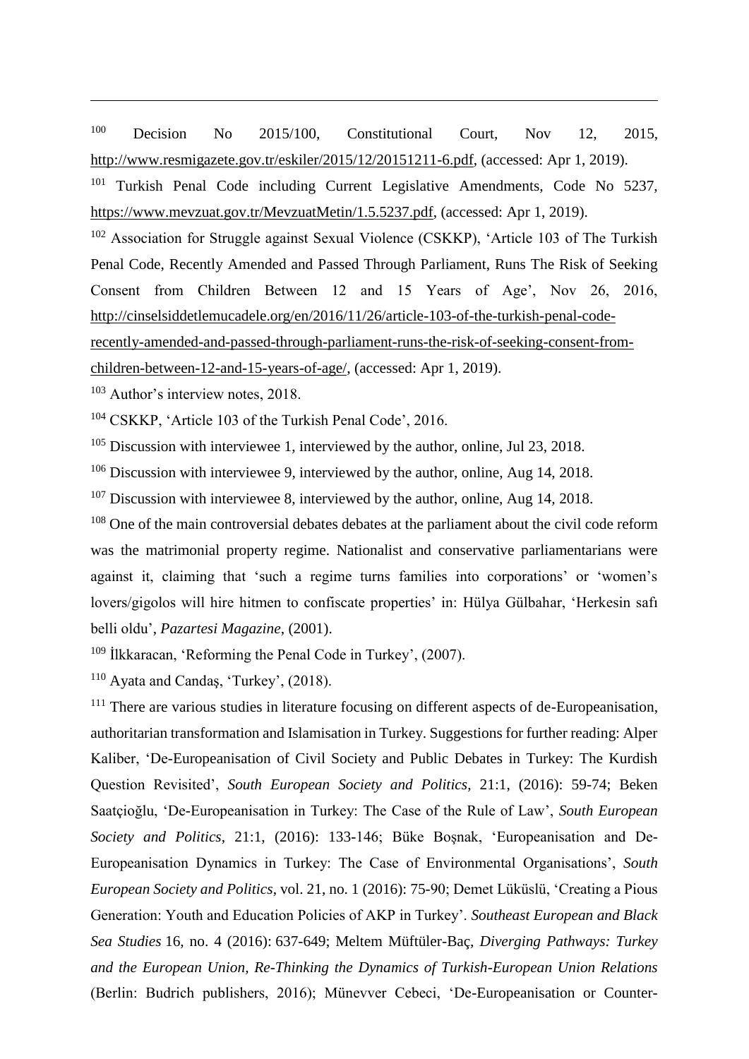[100] Decision No 2015/100, Constitutional Court, Nov 12, 2015, http://www.resmigazete.gov.tr/eskiler/2015/12/20151211-6.pdf, (accessed: Apr 1, 2019).

[101] Turkish Penal Code including Current Legislative Amendments, Code No 5237, https://www.mevzuat.gov.tr/MevzuatMetin/1.5.5237.pdf, (accessed: Apr 1, 2019).

[102] Association for Struggle against Sexual Violence (CSKKP), 'Article 103 of The Turkish Penal Code, Recently Amended and Passed Through Parliament, Runs The Risk of Seeking Consent from Children Between 12 and 15 Years of Age', Nov 26, 2016, http://cinselsiddetlemucadele.org/en/2016/11/26/article-103-of-the-turkish-penal-code-recently-amended-and-passed-through-parliament-runs-the-risk-of-seeking-consent-from-children-between-12-and-15-years-of-age/, (accessed: Apr 1, 2019).

[103] Author's interview notes, 2018.

[104] CSKKP, 'Article 103 of the Turkish Penal Code', 2016.

[105] Discussion with interviewee 1, interviewed by the author, online, Jul 23, 2018.

[106] Discussion with interviewee 9, interviewed by the author, online, Aug 14, 2018.

[107] Discussion with interviewee 8, interviewed by the author, online, Aug 14, 2018.

[108] One of the main controversial debates debates at the parliament about the civil code reform was the matrimonial property regime. Nationalist and conservative parliamentarians were against it, claiming that 'such a regime turns families into corporations' or 'women's lovers/gigolos will hire hitmen to confiscate properties' in: Hülya Gülbahar, 'Herkesin safı belli oldu', *Pazartesi Magazine*, (2001).

[109] İlkkaracan, 'Reforming the Penal Code in Turkey', (2007).

[110] Ayata and Candaş, 'Turkey', (2018).

[111] There are various studies in literature focusing on different aspects of de-Europeanisation, authoritarian transformation and Islamisation in Turkey. Suggestions for further reading: Alper Kaliber, 'De-Europeanisation of Civil Society and Public Debates in Turkey: The Kurdish Question Revisited', *South European Society and Politics*, 21:1, (2016): 59-74; Beken Saatçioğlu, 'De-Europeanisation in Turkey: The Case of the Rule of Law', *South European Society and Politics*, 21:1, (2016): 133-146; Büke Boşnak, 'Europeanisation and De-Europeanisation Dynamics in Turkey: The Case of Environmental Organisations', *South European Society and Politics*, vol. 21, no. 1 (2016): 75-90; Demet Lüküslü, 'Creating a Pious Generation: Youth and Education Policies of AKP in Turkey'. *Southeast European and Black Sea Studies* 16, no. 4 (2016): 637-649; Meltem Müftüler-Baç, *Diverging Pathways: Turkey and the European Union, Re-Thinking the Dynamics of Turkish-European Union Relations* (Berlin: Budrich publishers, 2016); Münevver Cebeci, 'De-Europeanisation or Counter-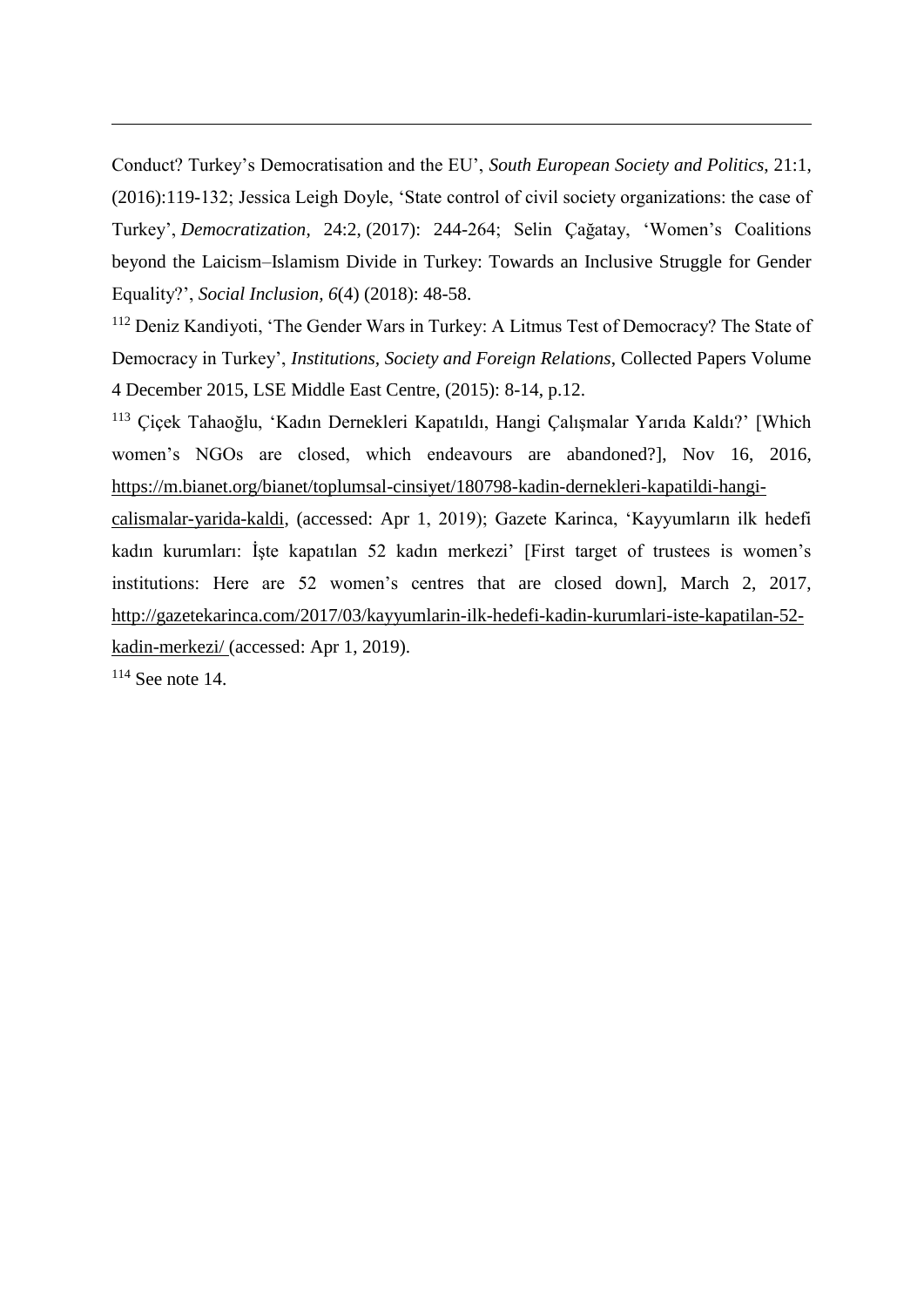Conduct? Turkey's Democratisation and the EU', *South European Society and Politics*, 21:1, (2016):119-132; Jessica Leigh Doyle, 'State control of civil society organizations: the case of Turkey', *Democratization*, 24:2, (2017): 244-264; Selin Çağatay, 'Women's Coalitions beyond the Laicism–Islamism Divide in Turkey: Towards an Inclusive Struggle for Gender Equality?', *Social Inclusion, 6*(4) (2018): 48-58.

[112] Deniz Kandiyoti, 'The Gender Wars in Turkey: A Litmus Test of Democracy? The State of Democracy in Turkey', *Institutions, Society and Foreign Relations*, Collected Papers Volume 4 December 2015, LSE Middle East Centre, (2015): 8-14, p.12.

[113] Çiçek Tahaoğlu, 'Kadın Dernekleri Kapatıldı, Hangi Çalışmalar Yarıda Kaldı?' [Which women's NGOs are closed, which endeavours are abandoned?], Nov 16, 2016, https://m.bianet.org/bianet/toplumsal-cinsiyet/180798-kadin-dernekleri-kapatildi-hangi-calismalar-yarida-kaldi, (accessed: Apr 1, 2019); Gazete Karinca, 'Kayyumların ilk hedefi kadın kurumları: İşte kapatılan 52 kadın merkezi' [First target of trustees is women's institutions: Here are 52 women's centres that are closed down], March 2, 2017, http://gazetekarinca.com/2017/03/kayyumlarin-ilk-hedefi-kadin-kurumlari-iste-kapatilan-52-kadin-merkezi/ (accessed: Apr 1, 2019).

[114] See note 14.